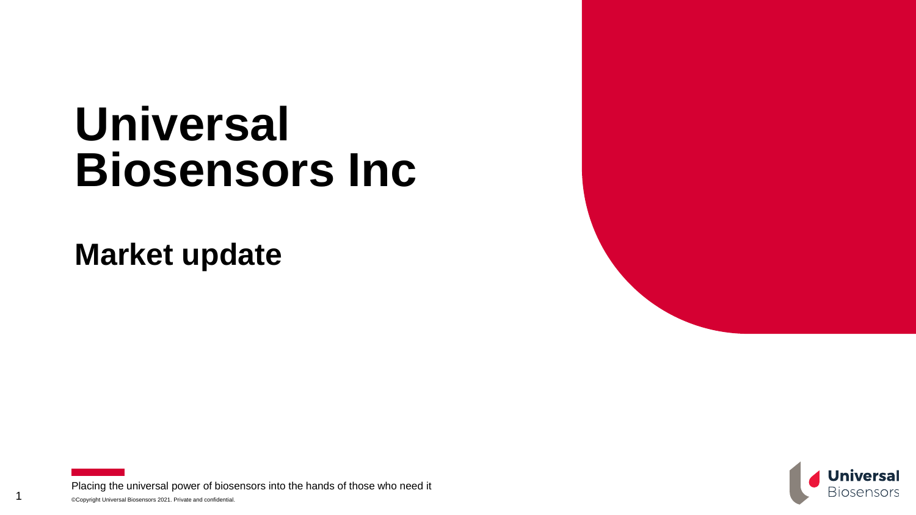# Universal Biosensors Inc

## Market update

Placing the universal power of biosensors into the hands of those who need it

©Copyright Universal Biosensors 2021. Private and confidential.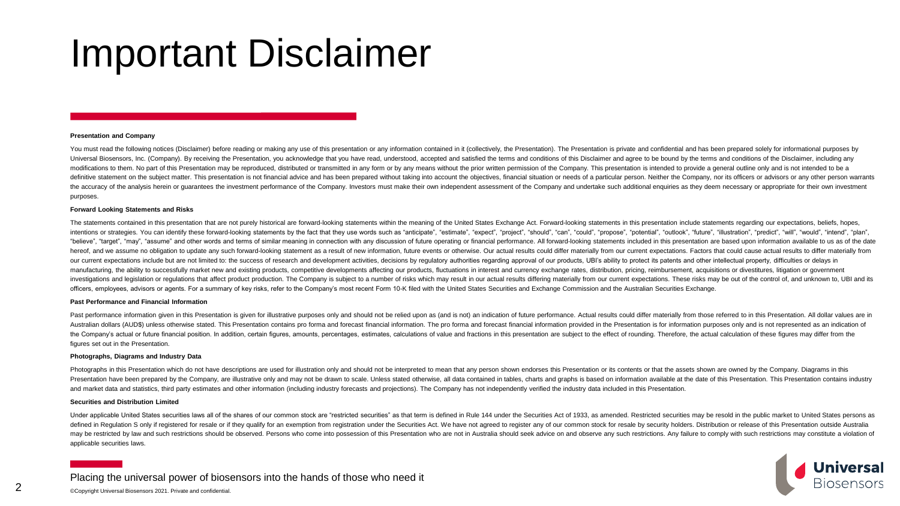# Important Disclaimer

**Presentation and Company**

You must read the following notices (Disclaimer) before reading or making any use of this presentation or any information contained in it (collectively, the Presentation). The Presentation is private and confidential and has been prepared solely for informational purposes by Universal Biosensors, Inc. (Company). By receiving the Presentation, you acknowledge that you have read, understood, accepted and satisfied the terms and conditions of this Disclaimer and agree to be bound by the terms and conditions of the Disclaimer, including any modifications to them. No part of this Presentation may be reproduced, distributed or transmitted in any form or by any means without the prior written permission of the Company. This presentation is intended to provide a general outline only and is not intended to be a definitive statement on the subject matter. This presentation is not financial advice and has been prepared without taking into account the objectives, financial situation or needs of a particular person. Neither the Company, nor its officers or advisors or any other person warrants the accuracy of the analysis herein or guarantees the investment performance of the Company. Investors must make their own independent assessment of the Company and undertake such additional enquiries as they deem necessary or appropriate for their own investment purposes.

**Forward Looking Statements and Risks**

The statements contained in this presentation that are not purely historical are forward-looking statements within the meaning of the United States Exchange Act. Forward-looking statements in this presentation include statements regarding our expectations, beliefs, hopes, intentions or strategies. You can identify these forward-looking statements by the fact that they use words such as "anticipate", "estimate", "expect", "project", "should", "can", "could", "propose", "potential", "outlook", "future", "illustration", "predict", "will", "would", "intend", "plan", "believe", "target", "may", "assume" and other words and terms of similar meaning in connection with any discussion of future operating or financial performance. All forward-looking statements included in this presentation are based upon information available to us as of the date hereof, and we assume no obligation to update any such forward-looking statement as a result of new information, future events or otherwise. Our actual results could differ materially from our current expectations. Factors that could cause actual results to differ materially from our current expectations include but are not limited to: the success of research and development activities, decisions by regulatory authorities regarding approval of our products, UBI's ability to protect its patents and other intellectual property, difficulties or delays in manufacturing, the ability to successfully market new and existing products, competitive developments affecting our products, fluctuations in interest and currency exchange rates, distribution, pricing, reimbursement, acquisitions or divestitures, litigation or government investigations and legislation or regulations that affect product production. The Company is subject to a number of risks which may result in our actual results differing materially from our current expectations. These risks may be out of the control of, and unknown to, UBI and its officers, employees, advisors or agents. For a summary of key risks, refer to the Company's most recent Form 10-K filed with the United States Securities and Exchange Commission and the Australian Securities Exchange.

**Past Performance and Financial Information**

Past performance information given in this Presentation is given for illustrative purposes only and should not be relied upon as (and is not) an indication of future performance. Actual results could differ materially from those referred to in this Presentation. All dollar values are in Australian dollars (AUD$) unless otherwise stated. This Presentation contains pro forma and forecast financial information. The pro forma and forecast financial information provided in the Presentation is for information purposes only and is not represented as an indication of the Company's actual or future financial position. In addition, certain figures, amounts, percentages, estimates, calculations of value and fractions in this presentation are subject to the effect of rounding. Therefore, the actual calculation of these figures may differ from the figures set out in the Presentation.

**Photographs, Diagrams and Industry Data**

Photographs in this Presentation which do not have descriptions are used for illustration only and should not be interpreted to mean that any person shown endorses this Presentation or its contents or that the assets shown are owned by the Company. Diagrams in this Presentation have been prepared by the Company, are illustrative only and may not be drawn to scale. Unless stated otherwise, all data contained in tables, charts and graphs is based on information available at the date of this Presentation. This Presentation contains industry and market data and statistics, third party estimates and other information (including industry forecasts and projections). The Company has not independently verified the industry data included in this Presentation.

**Securities and Distribution Limited**

Under applicable United States securities laws all of the shares of our common stock are "restricted securities" as that term is defined in Rule 144 under the Securities Act of 1933, as amended. Restricted securities may be resold in the public market to United States persons as defined in Regulation S only if registered for resale or if they qualify for an exemption from registration under the Securities Act. We have not agreed to register any of our common stock for resale by security holders. Distribution or release of this Presentation outside Australia may be restricted by law and such restrictions should be observed. Persons who come into possession of this Presentation who are not in Australia should seek advice on and observe any such restrictions. Any failure to comply with such restrictions may constitute a violation of applicable securities laws.

Placing the universal power of biosensors into the hands of those who need it

©Copyright Universal Biosensors 2021. Private and confidential.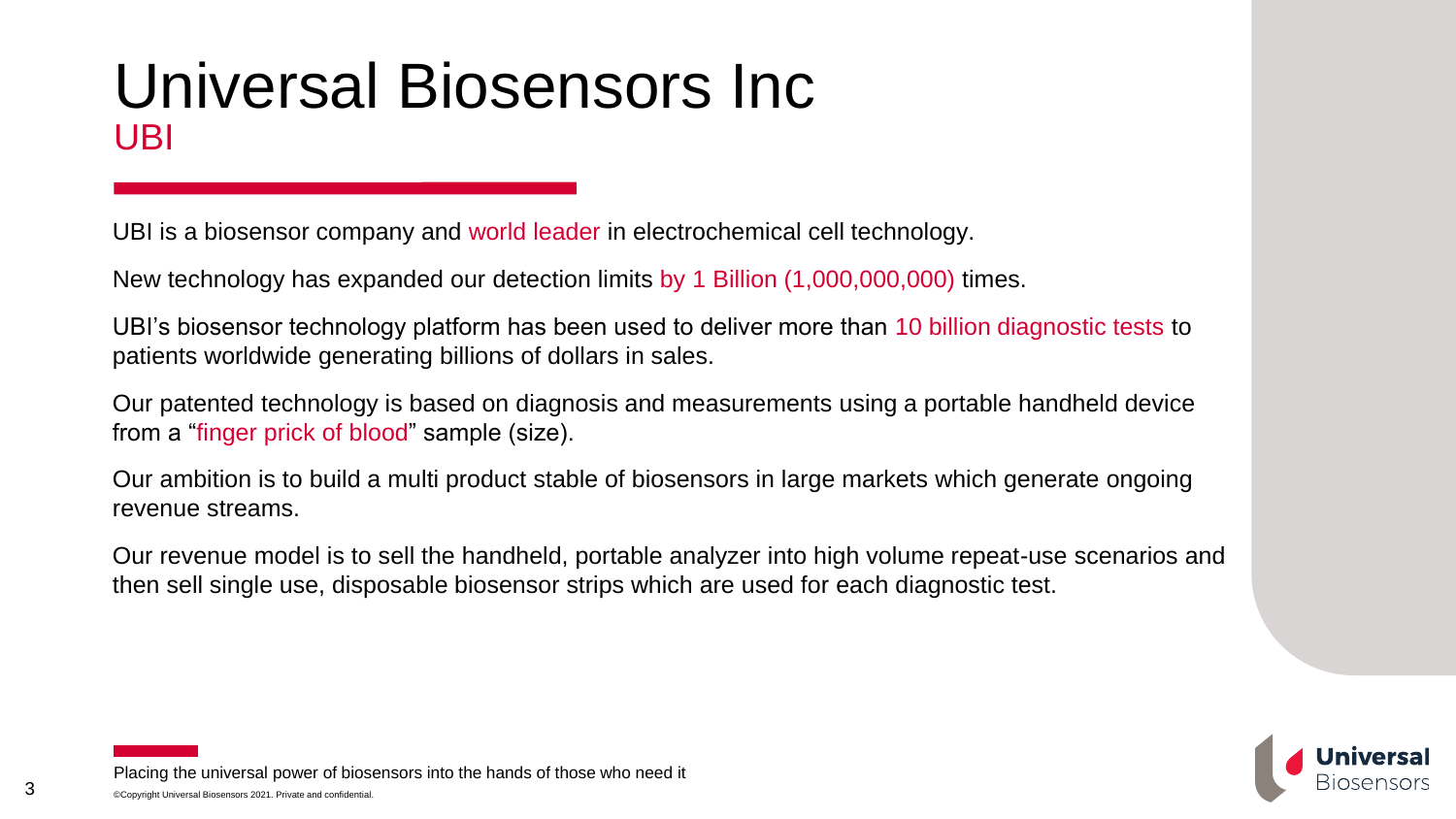# Universal Biosensors Inc

## UBI

UBI is a biosensor company and world leader in electrochemical cell technology.

New technology has expanded our detection limits by 1 Billion (1,000,000,000) times.

UBI's biosensor technology platform has been used to deliver more than 10 billion diagnostic tests to patients worldwide generating billions of dollars in sales.

Our patented technology is based on diagnosis and measurements using a portable handheld device from a "finger prick of blood" sample (size).

Our ambition is to build a multi product stable of biosensors in large markets which generate ongoing revenue streams.

Our revenue model is to sell the handheld, portable analyzer into high volume repeat-use scenarios and then sell single use, disposable biosensor strips which are used for each diagnostic test.

Placing the universal power of biosensors into the hands of those who need it

©Copyright Universal Biosensors 2021. Private and confidential.

Universal Biosensors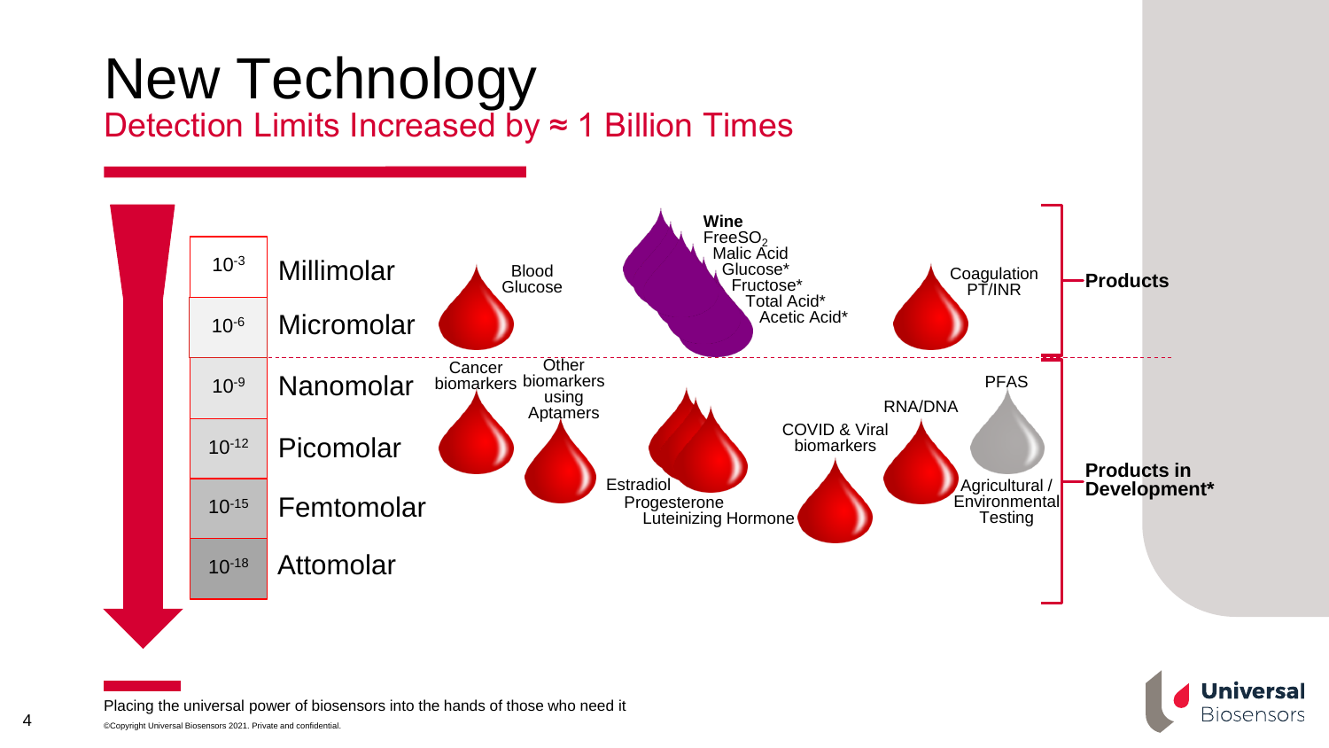# New Technology

## Detection Limits Increased by ≈ 1 Billion Times

| $10^{-3}$ | Millimolar |
|---|---|
| $10^{-6}$ | Micromolar |
| $10^{-9}$ | Nanomolar |
| $10^{-12}$ | Picomolar |
| $10^{-15}$ | Femtomolar |
| $10^{-18}$ | Attomolar |

**Products**

- Blood Glucose
- **Wine**: Free$SO_2$, Malic Acid, Glucose*, Fructose*, Total Acid*, Acetic Acid*
- Coagulation PT/INR

**Products in Development***

- Cancer biomarkers
- Other biomarkers using Aptamers
- Estradiol, Progesterone, Luteinizing Hormone
- COVID & Viral biomarkers
- RNA/DNA
- PFAS
- Agricultural / Environmental Testing

Placing the universal power of biosensors into the hands of those who need it

©Copyright Universal Biosensors 2021. Private and confidential.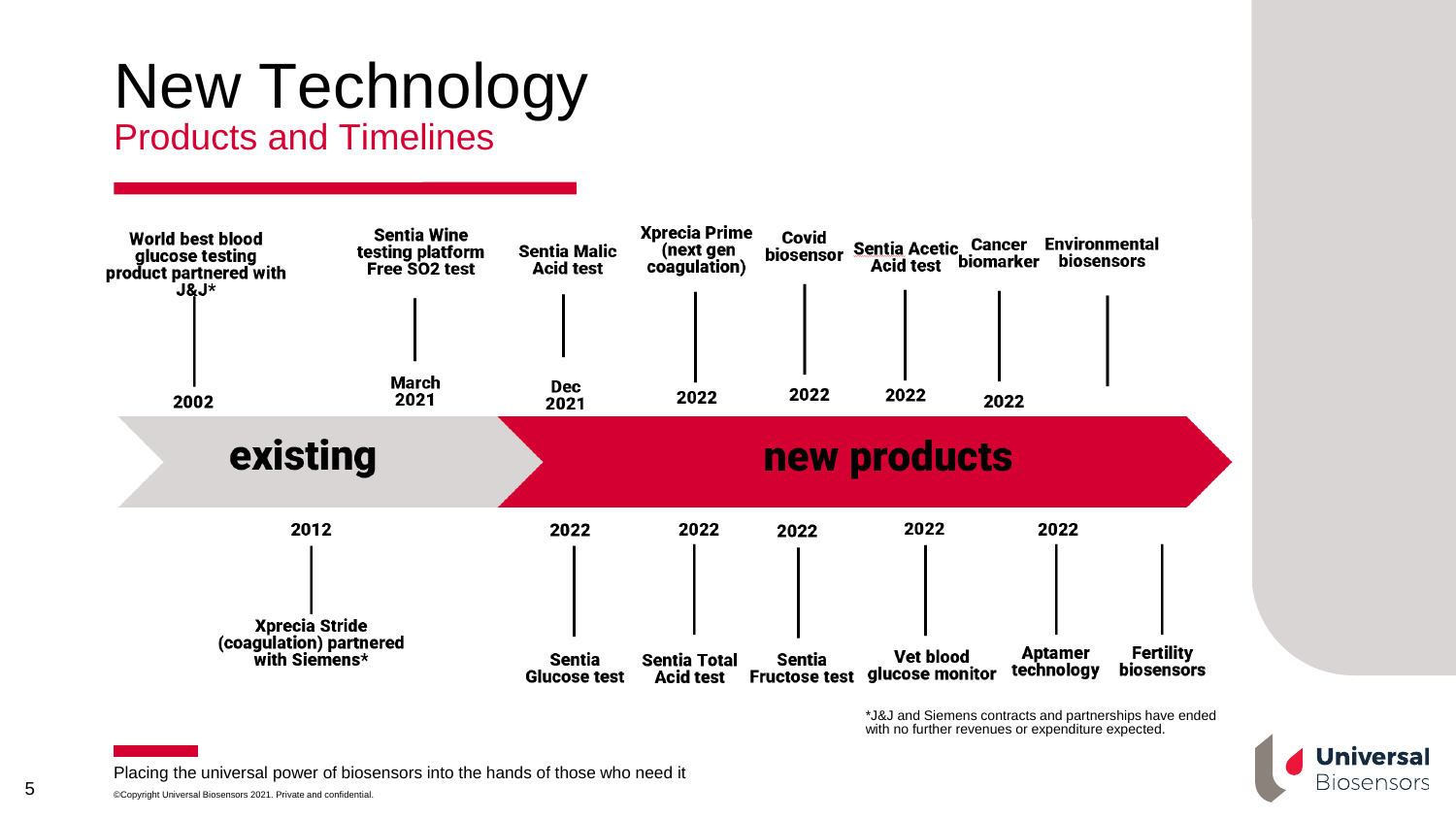# New Technology

## Products and Timelines

**existing**

| Year | Product |
| --- | --- |
| 2002 | World best blood glucose testing product partnered with J&J* |
| 2012 | Xprecia Stride (coagulation) partnered with Siemens* |

**new products**

| Date | Product |
| --- | --- |
| March 2021 | Sentia Wine testing platform Free SO2 test |
| Dec 2021 | Sentia Malic Acid test |
| 2022 | Sentia Glucose test |
| 2022 | Xprecia Prime (next gen coagulation) |
| 2022 | Sentia Total Acid test |
| 2022 | Covid biosensor |
| 2022 | Sentia Fructose test |
| 2022 | Sentia Acetic Acid test |
| 2022 | Vet blood glucose monitor |
| 2022 | Cancer biomarker |
| 2022 | Aptamer technology |
| | Environmental biosensors |
| | Fertility biosensors |

*J&J and Siemens contracts and partnerships have ended with no further revenues or expenditure expected.

Placing the universal power of biosensors into the hands of those who need it

©Copyright Universal Biosensors 2021. Private and confidential.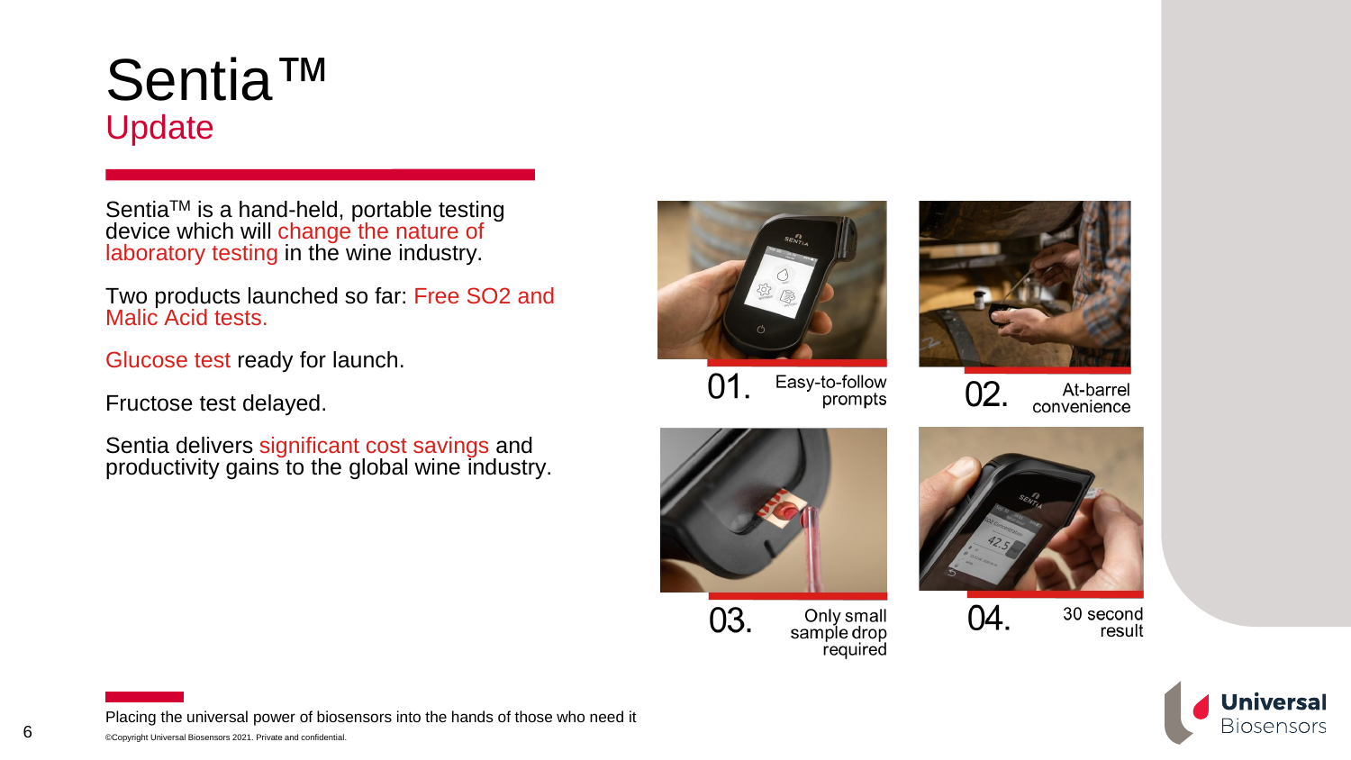# Sentia™

## Update

Sentia™ is a hand-held, portable testing device which will change the nature of laboratory testing in the wine industry.

Two products launched so far: Free SO2 and Malic Acid tests.

Glucose test ready for launch.

Fructose test delayed.

Sentia delivers significant cost savings and productivity gains to the global wine industry.

01. Easy-to-follow prompts

02. At-barrel convenience

03. Only small sample drop required

04. 30 second result

Placing the universal power of biosensors into the hands of those who need it

©Copyright Universal Biosensors 2021. Private and confidential.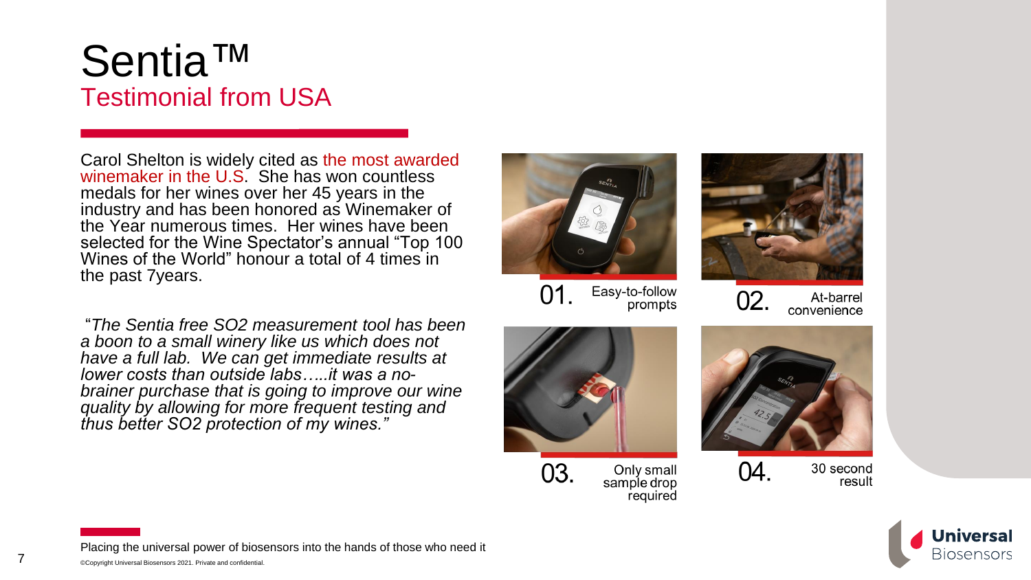# Sentia™

## Testimonial from USA

Carol Shelton is widely cited as the most awarded winemaker in the U.S. She has won countless medals for her wines over her 45 years in the industry and has been honored as Winemaker of the Year numerous times. Her wines have been selected for the Wine Spectator's annual "Top 100 Wines of the World" honour a total of 4 times in the past 7years.

*"The Sentia free SO2 measurement tool has been a boon to a small winery like us which does not have a full lab. We can get immediate results at lower costs than outside labs…..it was a no-brainer purchase that is going to improve our wine quality by allowing for more frequent testing and thus better SO2 protection of my wines."*

01. Easy-to-follow prompts

02. At-barrel convenience

03. Only small sample drop required

04. 30 second result

Placing the universal power of biosensors into the hands of those who need it

©Copyright Universal Biosensors 2021. Private and confidential.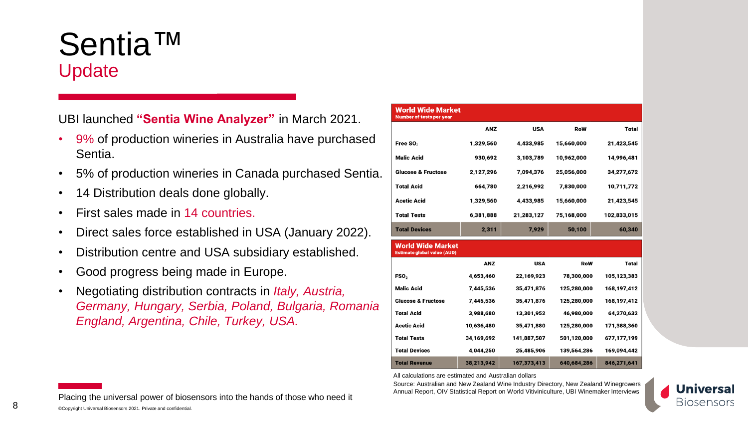# Sentia™

## Update

UBI launched **"Sentia Wine Analyzer"** in March 2021.

- 9% of production wineries in Australia have purchased Sentia.
- 5% of production wineries in Canada purchased Sentia.
- 14 Distribution deals done globally.
- First sales made in 14 countries.
- Direct sales force established in USA (January 2022).
- Distribution centre and USA subsidiary established.
- Good progress being made in Europe.
- Negotiating distribution contracts in *Italy, Austria, Germany, Hungary, Serbia, Poland, Bulgaria, Romania England, Argentina, Chile, Turkey, USA.*

**World Wide Market**
Number of tests per year

| | ANZ | USA | RoW | Total |
|---|---|---|---|---|
| Free $SO_2$ | 1,329,560 | 4,433,985 | 15,660,000 | 21,423,545 |
| Malic Acid | 930,692 | 3,103,789 | 10,962,000 | 14,996,481 |
| Glucose & Fructose | 2,127,296 | 7,094,376 | 25,056,000 | 34,277,672 |
| Total Acid | 664,780 | 2,216,992 | 7,830,000 | 10,711,772 |
| Acetic Acid | 1,329,560 | 4,433,985 | 15,660,000 | 21,423,545 |
| Total Tests | 6,381,888 | 21,283,127 | 75,168,000 | 102,833,015 |
| Total Devices | 2,311 | 7,929 | 50,100 | 60,340 |

**World Wide Market**
Estimate global value (AUD)

| | ANZ | USA | RoW | Total |
|---|---|---|---|---|
| $FSO_2$ | 4,653,460 | 22,169,923 | 78,300,000 | 105,123,383 |
| Malic Acid | 7,445,536 | 35,471,876 | 125,280,000 | 168,197,412 |
| Glucose & Fructose | 7,445,536 | 35,471,876 | 125,280,000 | 168,197,412 |
| Total Acid | 3,988,680 | 13,301,952 | 46,980,000 | 64,270,632 |
| Acetic Acid | 10,636,480 | 35,471,880 | 125,280,000 | 171,388,360 |
| Total Tests | 34,169,692 | 141,887,507 | 501,120,000 | 677,177,199 |
| Total Devices | 4,044,250 | 25,485,906 | 139,564,286 | 169,094,442 |
| Total Revenue | 38,213,942 | 167,373,413 | 640,684,286 | 846,271,641 |

All calculations are estimated and Australian dollars

Source: Australian and New Zealand Wine Industry Directory, New Zealand Winegrowers Annual Report, OIV Statistical Report on World Vitiviniculture, UBI Winemaker Interviews

Placing the universal power of biosensors into the hands of those who need it

©Copyright Universal Biosensors 2021. Private and confidential.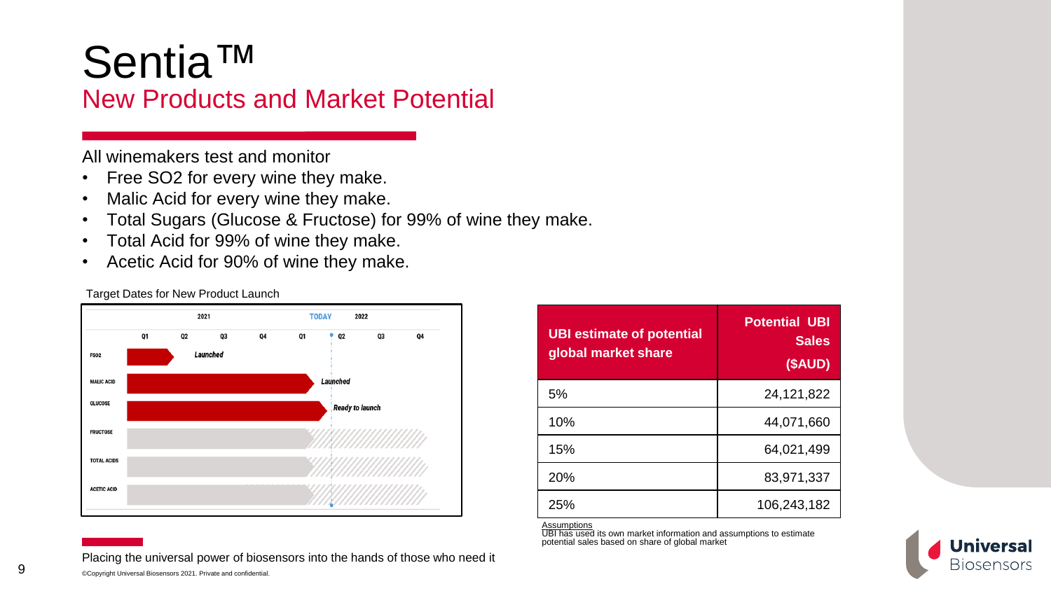# Sentia™

## New Products and Market Potential

All winemakers test and monitor

- Free $SO_2$ for every wine they make.
- Malic Acid for every wine they make.
- Total Sugars (Glucose & Fructose) for 99% of wine they make.
- Total Acid for 99% of wine they make.
- Acetic Acid for 90% of wine they make.

Target Dates for New Product Launch

| | 2021 Q1 | Q2 | Q3 | Q4 | 2022 Q1 | Q2 (TODAY) | Q3 | Q4 |
|---|---|---|---|---|---|---|---|---|
| FSO2 | | Launched | | | | | | |
| MALIC ACID | | | | | | Launched | | |
| GLUCOSE | | | | | | Ready to launch | | |
| FRUCTOSE | | | | | | | | |
| TOTAL ACIDS | | | | | | | | |
| ACETIC ACID | | | | | | | | |

| UBI estimate of potential global market share | Potential UBI Sales ($AUD) |
|---|---|
| 5% | 24,121,822 |
| 10% | 44,071,660 |
| 15% | 64,021,499 |
| 20% | 83,971,337 |
| 25% | 106,243,182 |

Assumptions
UBI has used its own market information and assumptions to estimate potential sales based on share of global market

Placing the universal power of biosensors into the hands of those who need it

©Copyright Universal Biosensors 2021. Private and confidential.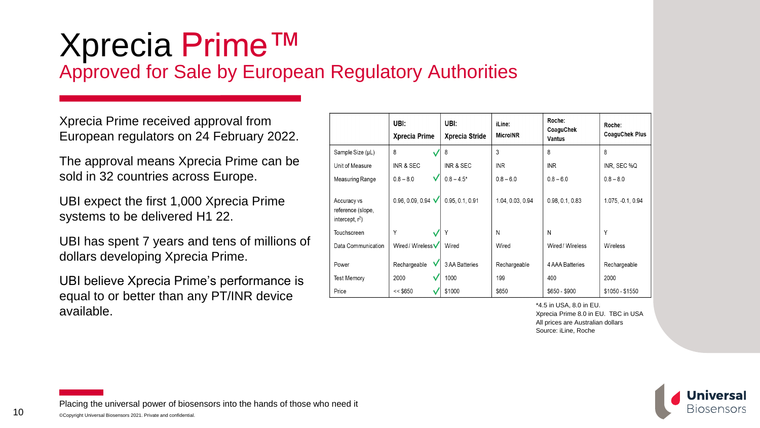# Xprecia Prime™

## Approved for Sale by European Regulatory Authorities

Xprecia Prime received approval from European regulators on 24 February 2022.

The approval means Xprecia Prime can be sold in 32 countries across Europe.

UBI expect the first 1,000 Xprecia Prime systems to be delivered H1 22.

UBI has spent 7 years and tens of millions of dollars developing Xprecia Prime.

UBI believe Xprecia Prime's performance is equal to or better than any PT/INR device available.

| | UBI: Xprecia Prime | UBI: Xprecia Stride | iLine: MicroINR | Roche: CoaguChek Vantus | Roche: CoaguChek Plus |
|---|---|---|---|---|---|
| Sample Size (µL) | 8 ✓ | 8 | 3 | 8 | 8 |
| Unit of Measure | INR & SEC | INR & SEC | INR | INR | INR, SEC %Q |
| Measuring Range | 0.8 – 8.0 ✓ | 0.8 – 4.5* | 0.8 – 6.0 | 0.8 – 6.0 | 0.8 – 8.0 |
| Accuracy vs reference (slope, intercept, $r^2$) | 0.96, 0.09, 0.94 ✓ | 0.95, 0.1, 0.91 | 1.04, 0.03, 0.94 | 0.98, 0.1, 0.83 | 1.075, -0.1, 0.94 |
| Touchscreen | Y ✓ | Y | N | N | Y |
| Data Communication | Wired / Wireless ✓ | Wired | Wired | Wired / Wireless | Wireless |
| Power | Rechargeable ✓ | 3 AA Batteries | Rechargeable | 4 AAA Batteries | Rechargeable |
| Test Memory | 2000 ✓ | 1000 | 199 | 400 | 2000 |
| Price | << $650 ✓ | $1000 | $650 | $650 - $900 | $1050 - $1550 |

*4.5 in USA, 8.0 in EU.
Xprecia Prime 8.0 in EU. TBC in USA
All prices are Australian dollars
Source: iLine, Roche

Placing the universal power of biosensors into the hands of those who need it

©Copyright Universal Biosensors 2021. Private and confidential.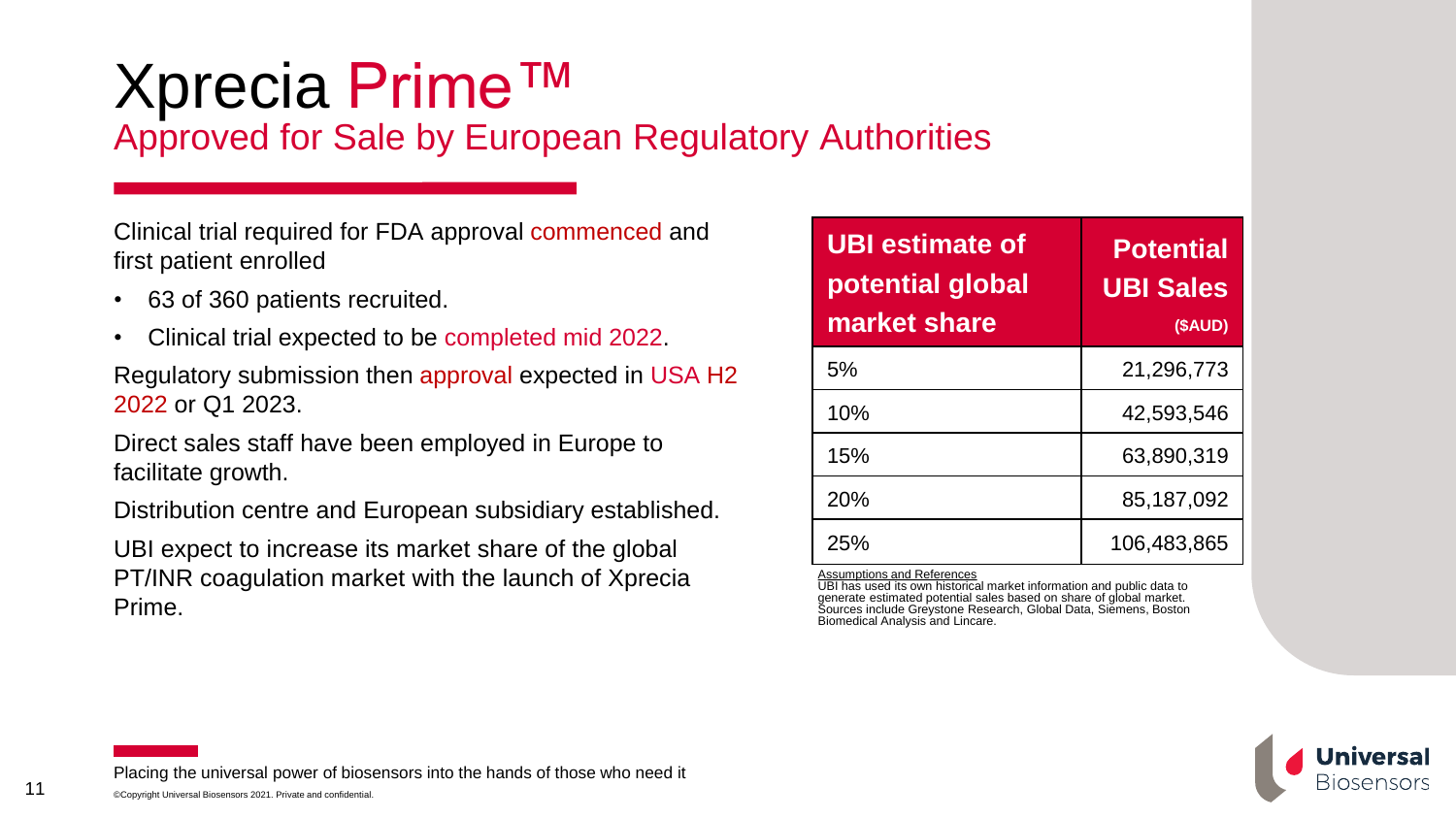# Xprecia Prime™

## Approved for Sale by European Regulatory Authorities

Clinical trial required for FDA approval commenced and first patient enrolled

- 63 of 360 patients recruited.
- Clinical trial expected to be completed mid 2022.

Regulatory submission then approval expected in USA H2 2022 or Q1 2023.

Direct sales staff have been employed in Europe to facilitate growth.

Distribution centre and European subsidiary established.

UBI expect to increase its market share of the global PT/INR coagulation market with the launch of Xprecia Prime.

| UBI estimate of potential global market share | Potential UBI Sales ($AUD) |
|---|---|
| 5% | 21,296,773 |
| 10% | 42,593,546 |
| 15% | 63,890,319 |
| 20% | 85,187,092 |
| 25% | 106,483,865 |

Assumptions and References
UBI has used its own historical market information and public data to generate estimated potential sales based on share of global market. Sources include Greystone Research, Global Data, Siemens, Boston Biomedical Analysis and Lincare.

Placing the universal power of biosensors into the hands of those who need it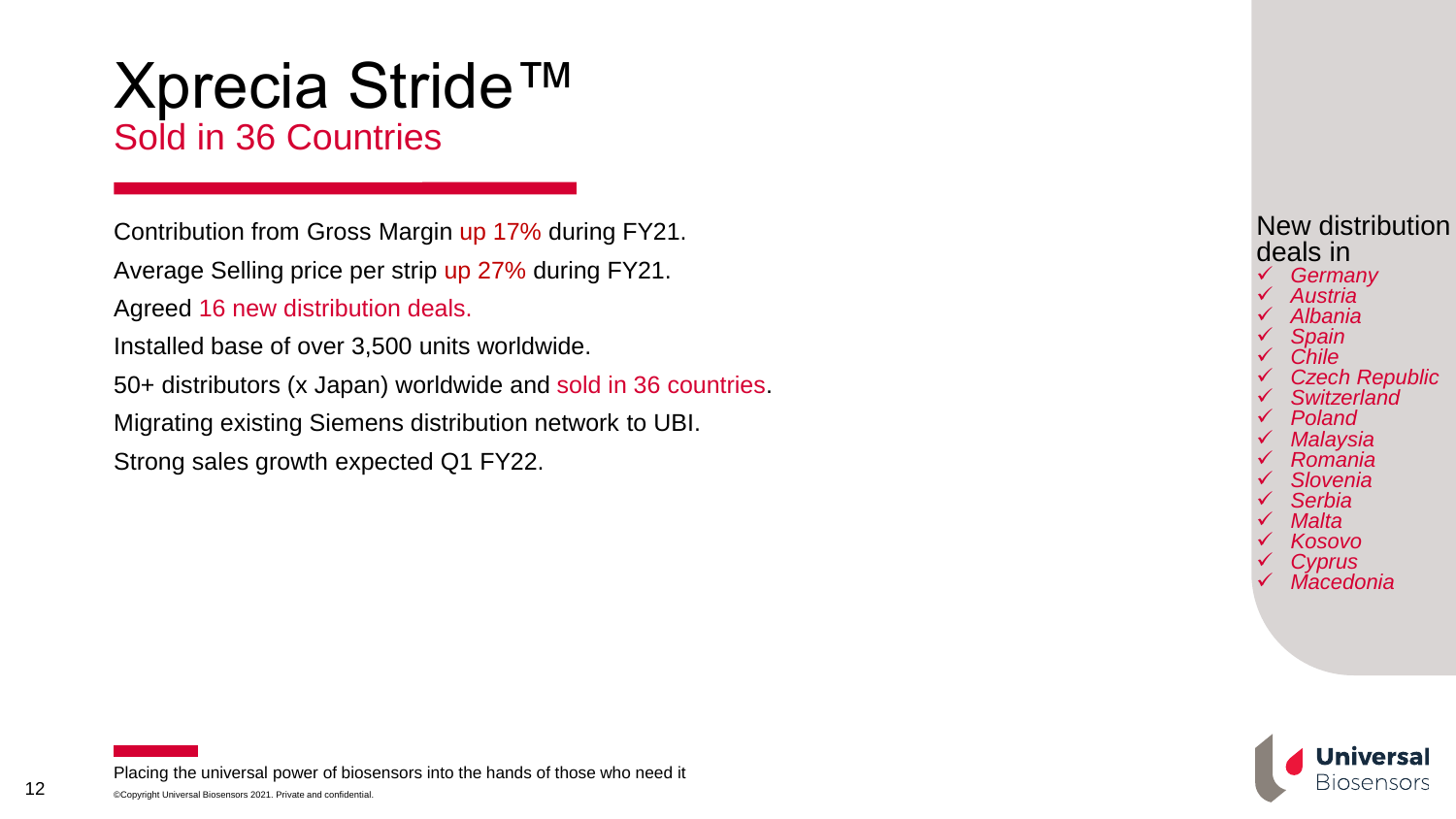# Xprecia Stride™

## Sold in 36 Countries

Contribution from Gross Margin up 17% during FY21.

Average Selling price per strip up 27% during FY21.

Agreed 16 new distribution deals.

Installed base of over 3,500 units worldwide.

50+ distributors (x Japan) worldwide and sold in 36 countries.

Migrating existing Siemens distribution network to UBI.

Strong sales growth expected Q1 FY22.

New distribution deals in

- ✓ *Germany*
- ✓ *Austria*
- ✓ *Albania*
- ✓ *Spain*
- ✓ *Chile*
- ✓ *Czech Republic*
- ✓ *Switzerland*
- ✓ *Poland*
- ✓ *Malaysia*
- ✓ *Romania*
- ✓ *Slovenia*
- ✓ *Serbia*
- ✓ *Malta*
- ✓ *Kosovo*
- ✓ *Cyprus*
- ✓ *Macedonia*

Placing the universal power of biosensors into the hands of those who need it

©Copyright Universal Biosensors 2021. Private and confidential.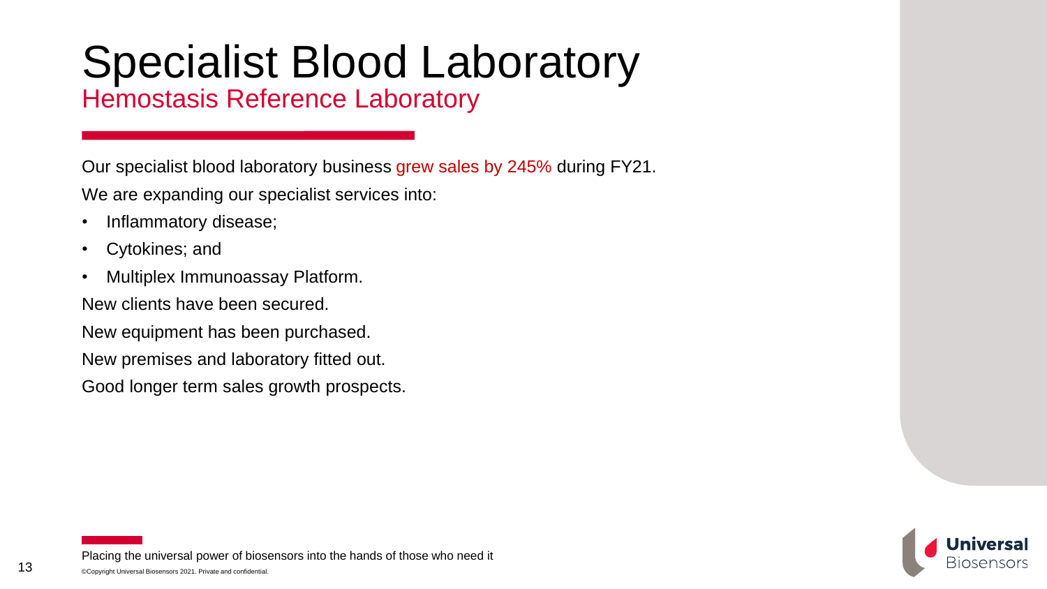# Specialist Blood Laboratory

## Hemostasis Reference Laboratory

Our specialist blood laboratory business grew sales by 245% during FY21.

We are expanding our specialist services into:

- Inflammatory disease;
- Cytokines; and
- Multiplex Immunoassay Platform.

New clients have been secured.

New equipment has been purchased.

New premises and laboratory fitted out.

Good longer term sales growth prospects.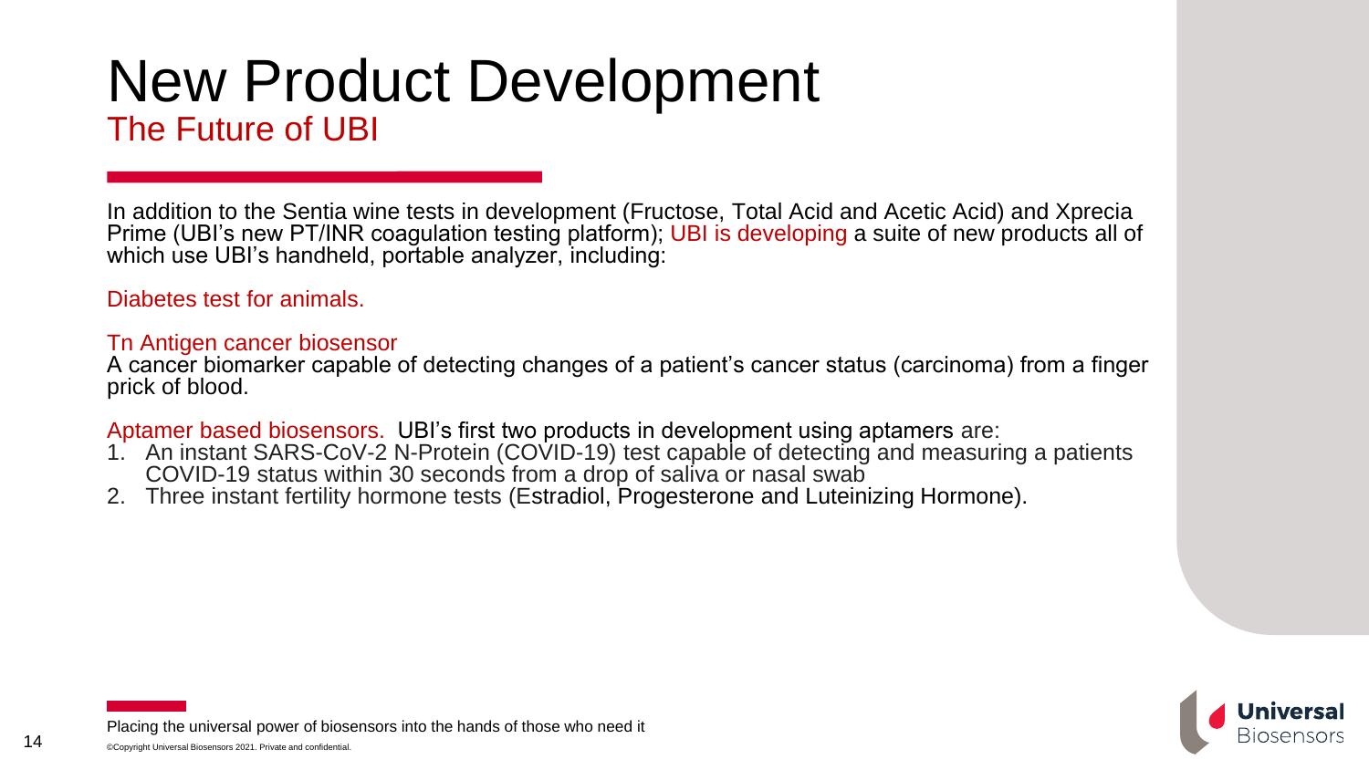# New Product Development

## The Future of UBI

In addition to the Sentia wine tests in development (Fructose, Total Acid and Acetic Acid) and Xprecia Prime (UBI's new PT/INR coagulation testing platform); UBI is developing a suite of new products all of which use UBI's handheld, portable analyzer, including:

Diabetes test for animals.

Tn Antigen cancer biosensor
A cancer biomarker capable of detecting changes of a patient's cancer status (carcinoma) from a finger prick of blood.

Aptamer based biosensors. UBI's first two products in development using aptamers are:

1. An instant SARS-CoV-2 N-Protein (COVID-19) test capable of detecting and measuring a patients COVID-19 status within 30 seconds from a drop of saliva or nasal swab
2. Three instant fertility hormone tests (Estradiol, Progesterone and Luteinizing Hormone).

Placing the universal power of biosensors into the hands of those who need it

©Copyright Universal Biosensors 2021. Private and confidential.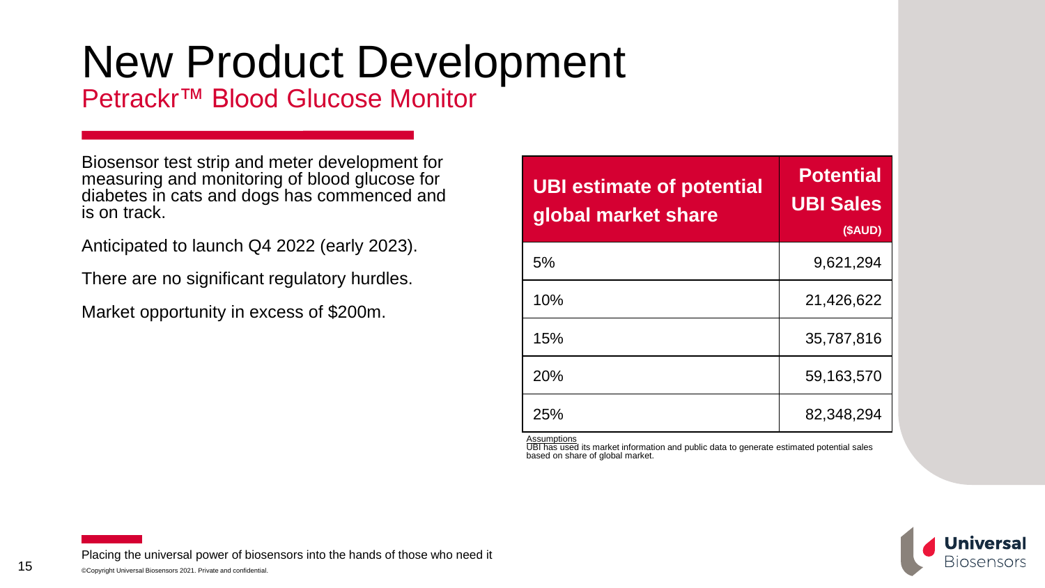# New Product Development

## Petrackr™ Blood Glucose Monitor

Biosensor test strip and meter development for measuring and monitoring of blood glucose for diabetes in cats and dogs has commenced and is on track.

Anticipated to launch Q4 2022 (early 2023).

There are no significant regulatory hurdles.

Market opportunity in excess of $200m.

| UBI estimate of potential global market share | Potential UBI Sales ($AUD) |
|---|---|
| 5% | 9,621,294 |
| 10% | 21,426,622 |
| 15% | 35,787,816 |
| 20% | 59,163,570 |
| 25% | 82,348,294 |

Assumptions
UBI has used its market information and public data to generate estimated potential sales based on share of global market.

Placing the universal power of biosensors into the hands of those who need it

©Copyright Universal Biosensors 2021. Private and confidential.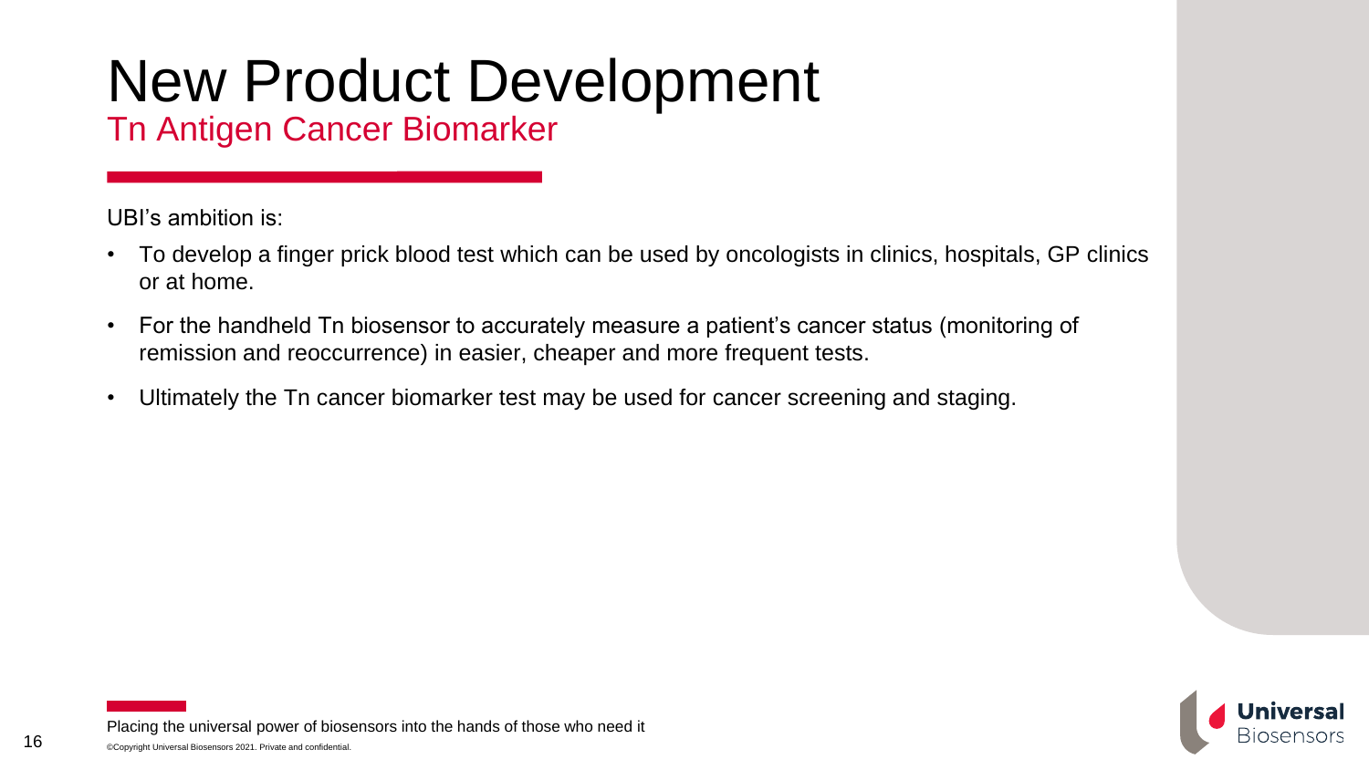# New Product Development

## Tn Antigen Cancer Biomarker

UBI's ambition is:

- To develop a finger prick blood test which can be used by oncologists in clinics, hospitals, GP clinics or at home.
- For the handheld Tn biosensor to accurately measure a patient's cancer status (monitoring of remission and reoccurrence) in easier, cheaper and more frequent tests.
- Ultimately the Tn cancer biomarker test may be used for cancer screening and staging.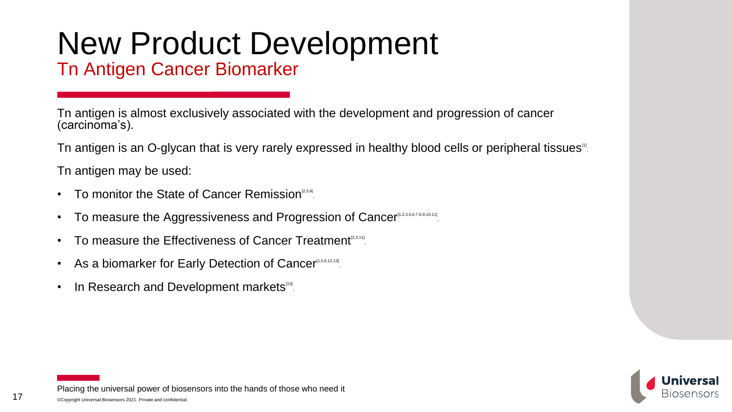# New Product Development

## Tn Antigen Cancer Biomarker

Tn antigen is almost exclusively associated with the development and progression of cancer (carcinoma's).

Tn antigen is an O-glycan that is very rarely expressed in healthy blood cells or peripheral tissues[1].

Tn antigen may be used:

- To monitor the State of Cancer Remission[2,3,4].
- To measure the Aggressiveness and Progression of Cancer[1,2,3,5,6,7,8,9,10,11].
- To measure the Effectiveness of Cancer Treatment[2,3,11].
- As a biomarker for Early Detection of Cancer[1,5,6,12,13].
- In Research and Development markets[13].

Placing the universal power of biosensors into the hands of those who need it

©Copyright Universal Biosensors 2021. Private and confidential.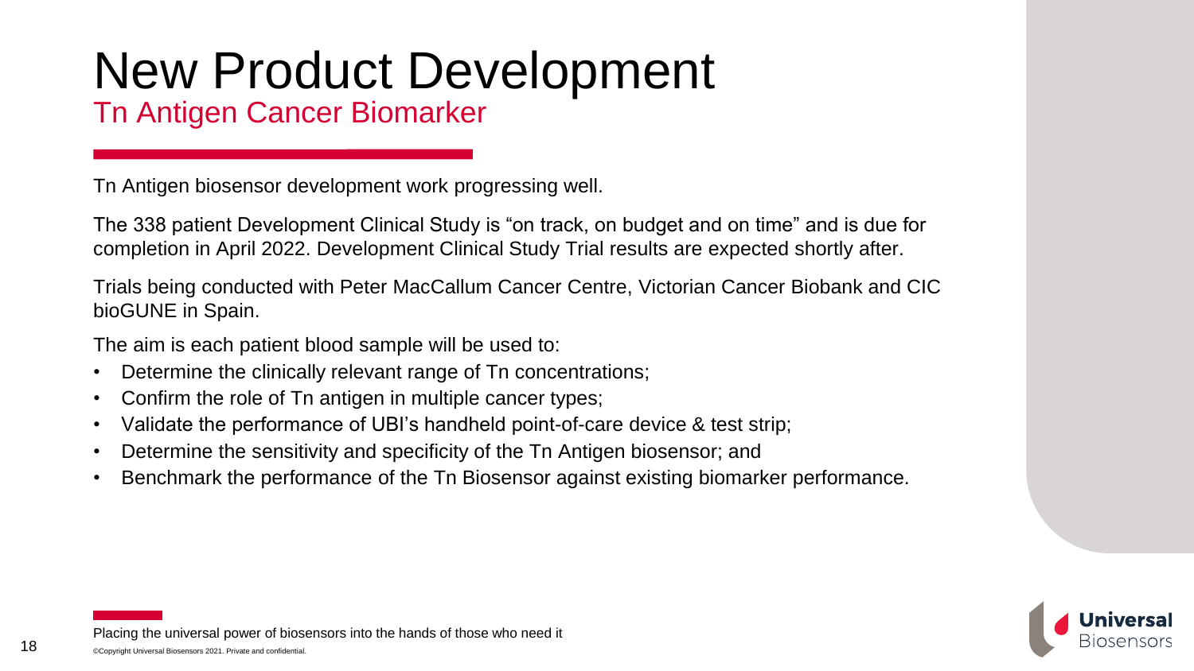# New Product Development

## Tn Antigen Cancer Biomarker

Tn Antigen biosensor development work progressing well.

The 338 patient Development Clinical Study is "on track, on budget and on time" and is due for completion in April 2022. Development Clinical Study Trial results are expected shortly after.

Trials being conducted with Peter MacCallum Cancer Centre, Victorian Cancer Biobank and CIC bioGUNE in Spain.

The aim is each patient blood sample will be used to:

- Determine the clinically relevant range of Tn concentrations;
- Confirm the role of Tn antigen in multiple cancer types;
- Validate the performance of UBI's handheld point-of-care device & test strip;
- Determine the sensitivity and specificity of the Tn Antigen biosensor; and
- Benchmark the performance of the Tn Biosensor against existing biomarker performance.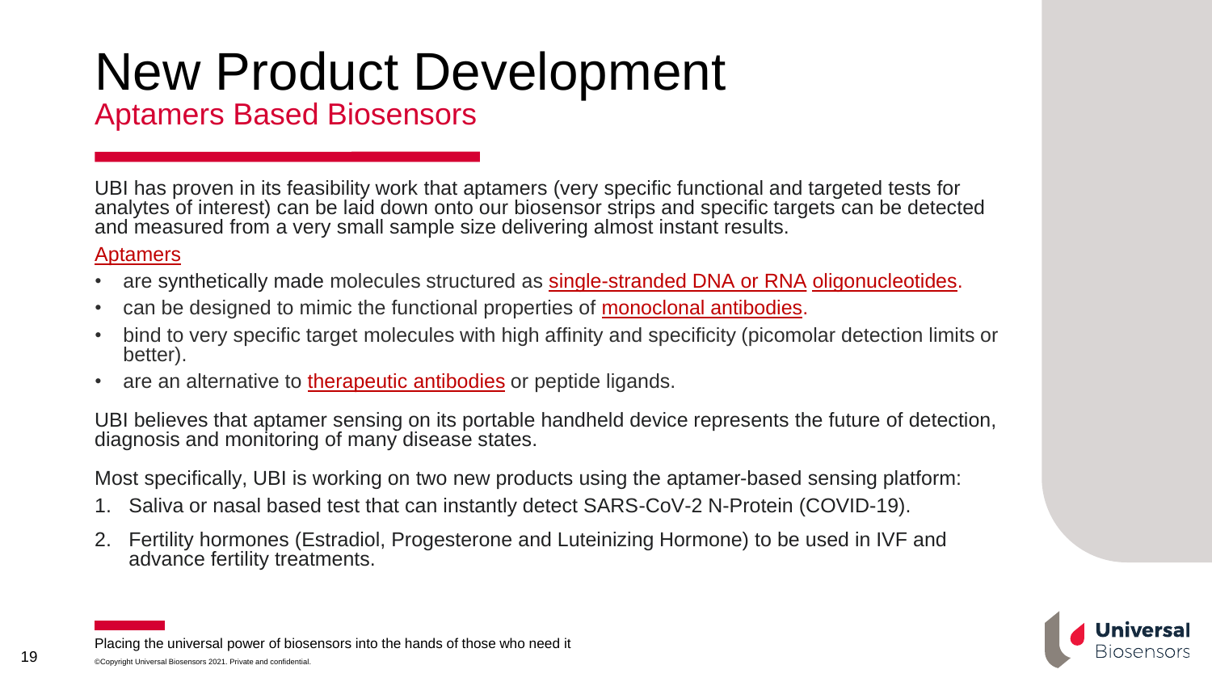# New Product Development

## Aptamers Based Biosensors

UBI has proven in its feasibility work that aptamers (very specific functional and targeted tests for analytes of interest) can be laid down onto our biosensor strips and specific targets can be detected and measured from a very small sample size delivering almost instant results.

Aptamers

- are synthetically made molecules structured as single-stranded DNA or RNA oligonucleotides.
- can be designed to mimic the functional properties of monoclonal antibodies.
- bind to very specific target molecules with high affinity and specificity (picomolar detection limits or better).
- are an alternative to therapeutic antibodies or peptide ligands.

UBI believes that aptamer sensing on its portable handheld device represents the future of detection, diagnosis and monitoring of many disease states.

Most specifically, UBI is working on two new products using the aptamer-based sensing platform:

1. Saliva or nasal based test that can instantly detect SARS-CoV-2 N-Protein (COVID-19).
2. Fertility hormones (Estradiol, Progesterone and Luteinizing Hormone) to be used in IVF and advance fertility treatments.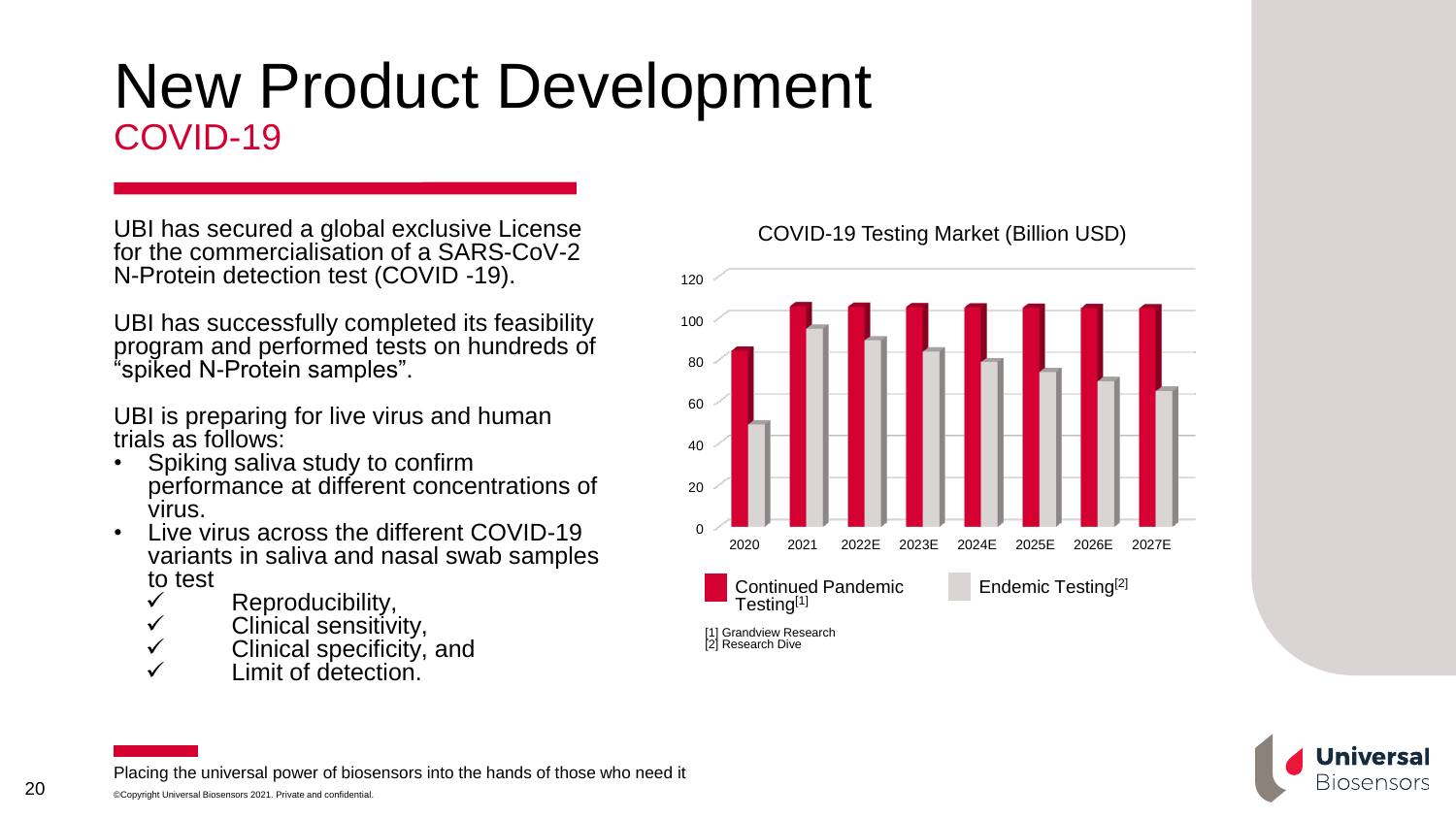# New Product Development

## COVID-19

UBI has secured a global exclusive License for the commercialisation of a SARS-CoV-2 N-Protein detection test (COVID -19).

UBI has successfully completed its feasibility program and performed tests on hundreds of "spiked N-Protein samples".

UBI is preparing for live virus and human trials as follows:

- Spiking saliva study to confirm performance at different concentrations of virus.
- Live virus across the different COVID-19 variants in saliva and nasal swab samples to test
  - ✓ Reproducibility,
  - ✓ Clinical sensitivity,
  - ✓ Clinical specificity, and
  - ✓ Limit of detection.

COVID-19 Testing Market (Billion USD)

| Year | Continued Pandemic Testing[1] | Endemic Testing[2] |
| --- | --- | --- |
| 2020 | 85 | 49 |
| 2021 | 106 | 95 |
| 2022E | 106 | 90 |
| 2023E | 106 | 85 |
| 2024E | 106 | 80 |
| 2025E | 106 | 75 |
| 2026E | 106 | 70 |
| 2027E | 106 | 65 |

[1] Grandview Research
[2] Research Dive

Placing the universal power of biosensors into the hands of those who need it

©Copyright Universal Biosensors 2021. Private and confidential.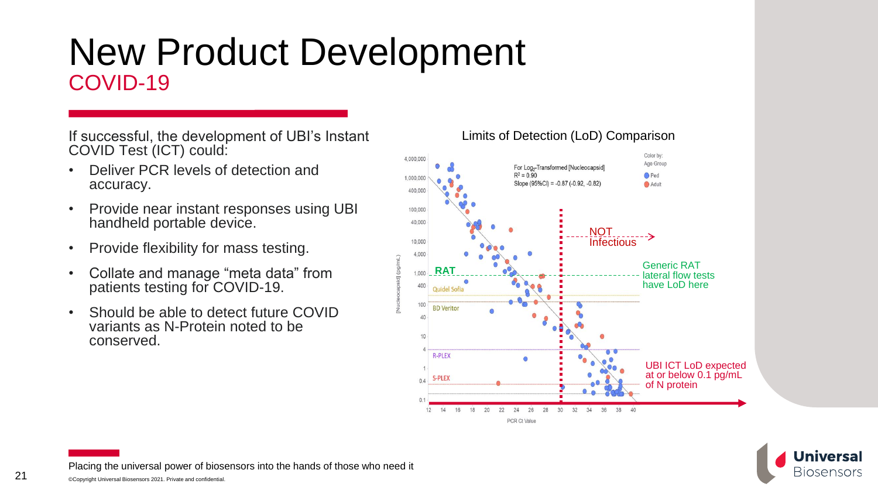# New Product Development

## COVID-19

If successful, the development of UBI's Instant COVID Test (ICT) could:

- Deliver PCR levels of detection and accuracy.
- Provide near instant responses using UBI handheld portable device.
- Provide flexibility for mass testing.
- Collate and manage "meta data" from patients testing for COVID-19.
- Should be able to detect future COVID variants as N-Protein noted to be conserved.

Limits of Detection (LoD) Comparison

For $Log_2$-Transformed [Nucleocapsid]
$R^2 = 0.90$
Slope (95%CI) = -0.87 (-0.92, -0.82)

Color by: Age Group — Ped, Adult

[Nucleocapsid] (pg/mL) vs. PCR Ct Value

RAT; Quidel Sofia; BD Veritor; R-PLEX; S-PLEX

NOT Infectious

Generic RAT lateral flow tests have LoD here

UBI ICT LoD expected at or below 0.1 pg/mL of N protein

Placing the universal power of biosensors into the hands of those who need it

©Copyright Universal Biosensors 2021. Private and confidential.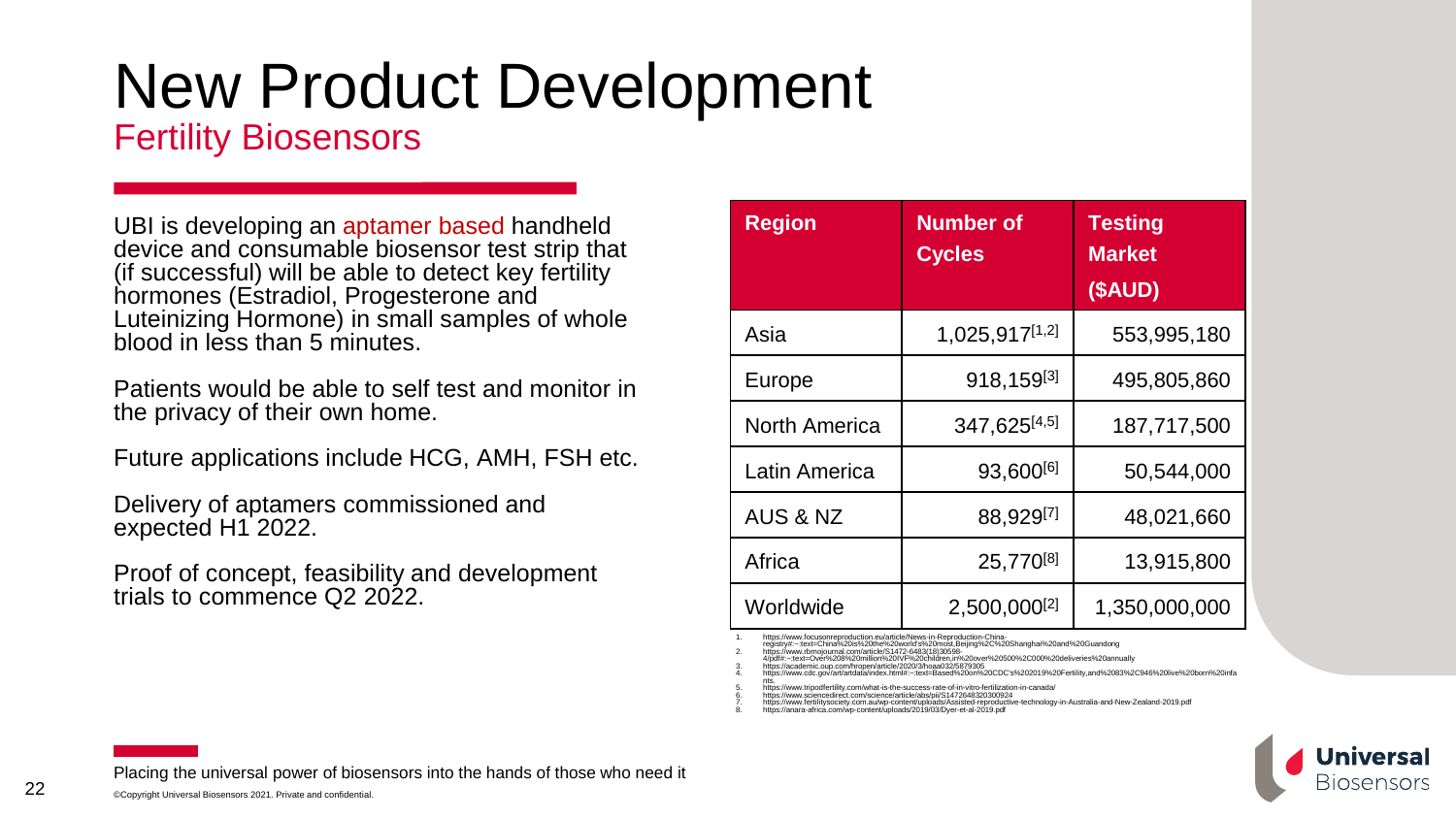# New Product Development

## Fertility Biosensors

UBI is developing an aptamer based handheld device and consumable biosensor test strip that (if successful) will be able to detect key fertility hormones (Estradiol, Progesterone and Luteinizing Hormone) in small samples of whole blood in less than 5 minutes.

Patients would be able to self test and monitor in the privacy of their own home.

Future applications include HCG, AMH, FSH etc.

Delivery of aptamers commissioned and expected H1 2022.

Proof of concept, feasibility and development trials to commence Q2 2022.

| Region | Number of Cycles | Testing Market ($AUD) |
|---|---|---|
| Asia | 1,025,917[1,2] | 553,995,180 |
| Europe | 918,159[3] | 495,805,860 |
| North America | 347,625[4,5] | 187,717,500 |
| Latin America | 93,600[6] | 50,544,000 |
| AUS & NZ | 88,929[7] | 48,021,660 |
| Africa | 25,770[8] | 13,915,800 |
| Worldwide | 2,500,000[2] | 1,350,000,000 |

1. https://www.focusonreproduction.eu/article/News-in-Reproduction-China-registry#:~:text=China%20is%20the%20world's%20most,Beijing%2C%20Shanghai%20and%20Guandong
2. https://www.rbmojournal.com/article/S1472-6483(18)30598-4/pdf#:~:text=Over%208%20million%20IVF%20children,in%20over%20500%2C000%20deliveries%20annually
3. https://academic.oup.com/hropen/article/2020/3/hoaa032/5879305
4. https://www.cdc.gov/art/artdata/index.html#:~:text=Based%20on%20CDC's%202019%20Fertility,and%2083%2C946%20live%20born%20infants.
5. https://www.tripodfertility.com/what-is-the-success-rate-of-in-vitro-fertilization-in-canada/
6. https://www.sciencedirect.com/science/article/abs/pii/S1472648320300924
7. https://www.fertilitysociety.com.au/wp-content/uploads/Assisted-reproductive-technology-in-Australia-and-New-Zealand-2019.pdf
8. https://anara-africa.com/wp-content/uploads/2019/03/Dyer-et-al-2019.pdf

Placing the universal power of biosensors into the hands of those who need it

©Copyright Universal Biosensors 2021. Private and confidential.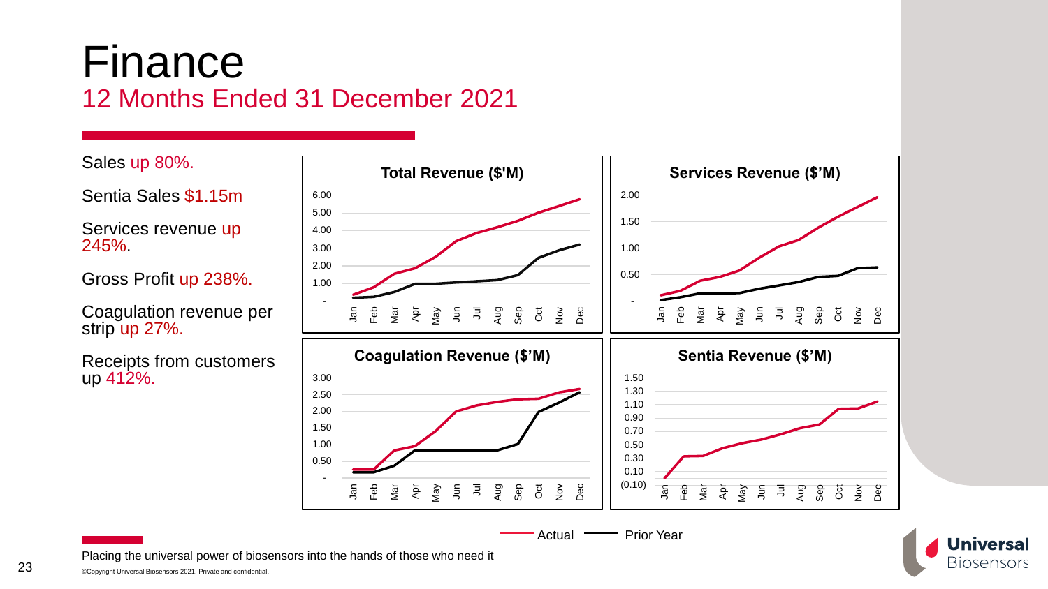# Finance

## 12 Months Ended 31 December 2021

Sales up 80%.

Sentia Sales $1.15m

Services revenue up 245%.

Gross Profit up 238%.

Coagulation revenue per strip up 27%.

Receipts from customers up 412%.

**Total Revenue ($'M)**

**Services Revenue ($'M)**

**Coagulation Revenue ($'M)**

**Sentia Revenue ($'M)**

Actual — Prior Year

Placing the universal power of biosensors into the hands of those who need it

©Copyright Universal Biosensors 2021. Private and confidential.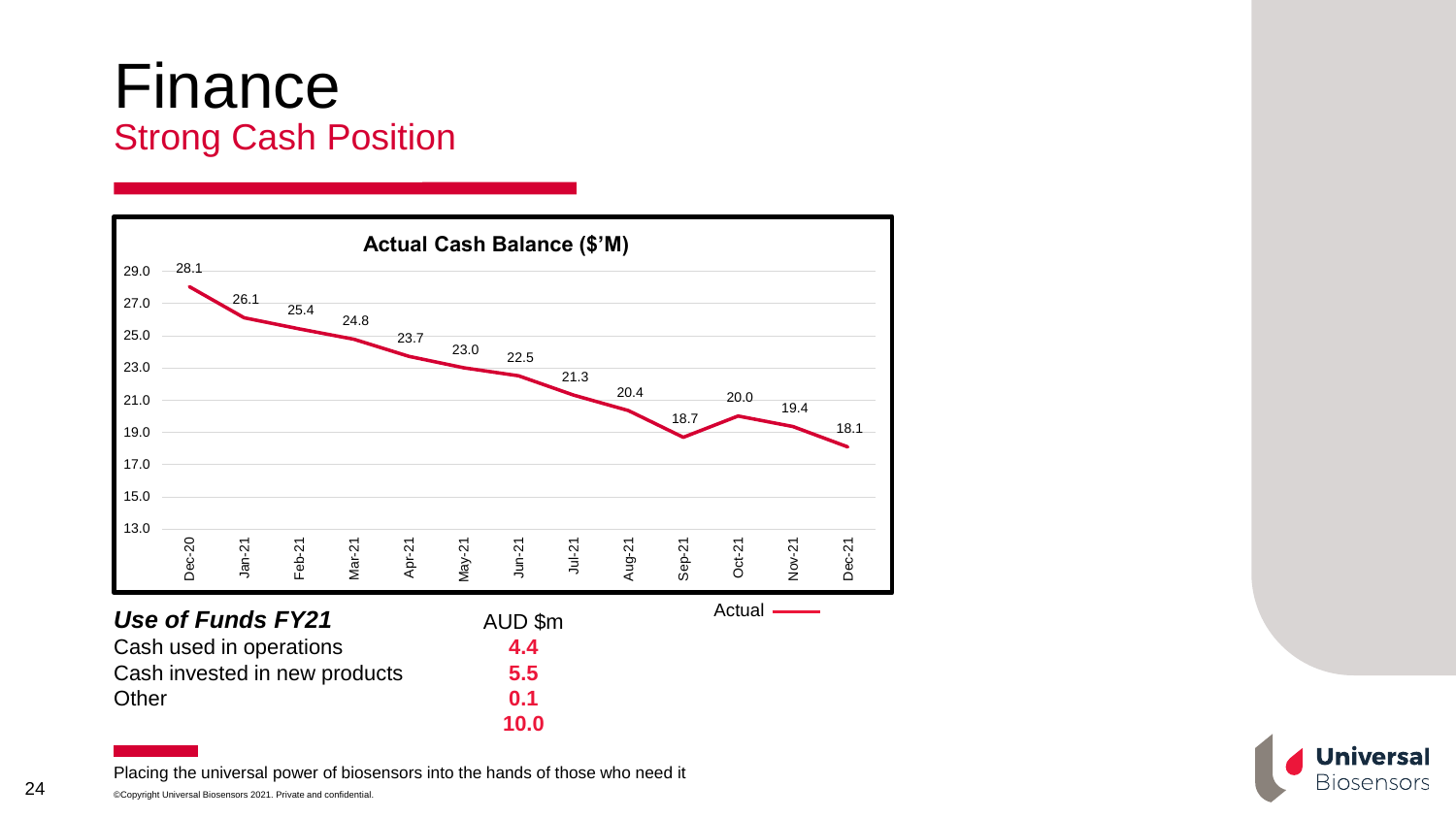# Finance

## Strong Cash Position

**Actual Cash Balance ($'M)**

| Month | Actual |
|---|---|
| Dec-20 | 28.1 |
| Jan-21 | 26.1 |
| Feb-21 | 25.4 |
| Mar-21 | 24.8 |
| Apr-21 | 23.7 |
| May-21 | 23.0 |
| Jun-21 | 22.5 |
| Jul-21 | 21.3 |
| Aug-21 | 20.4 |
| Sep-21 | 18.7 |
| Oct-21 | 20.0 |
| Nov-21 | 19.4 |
| Dec-21 | 18.1 |

| ***Use of Funds FY21*** | AUD $m |
|---|---|
| Cash used in operations | **4.4** |
| Cash invested in new products | **5.5** |
| Other | **0.1** |
| | **10.0** |

Placing the universal power of biosensors into the hands of those who need it

©Copyright Universal Biosensors 2021. Private and confidential.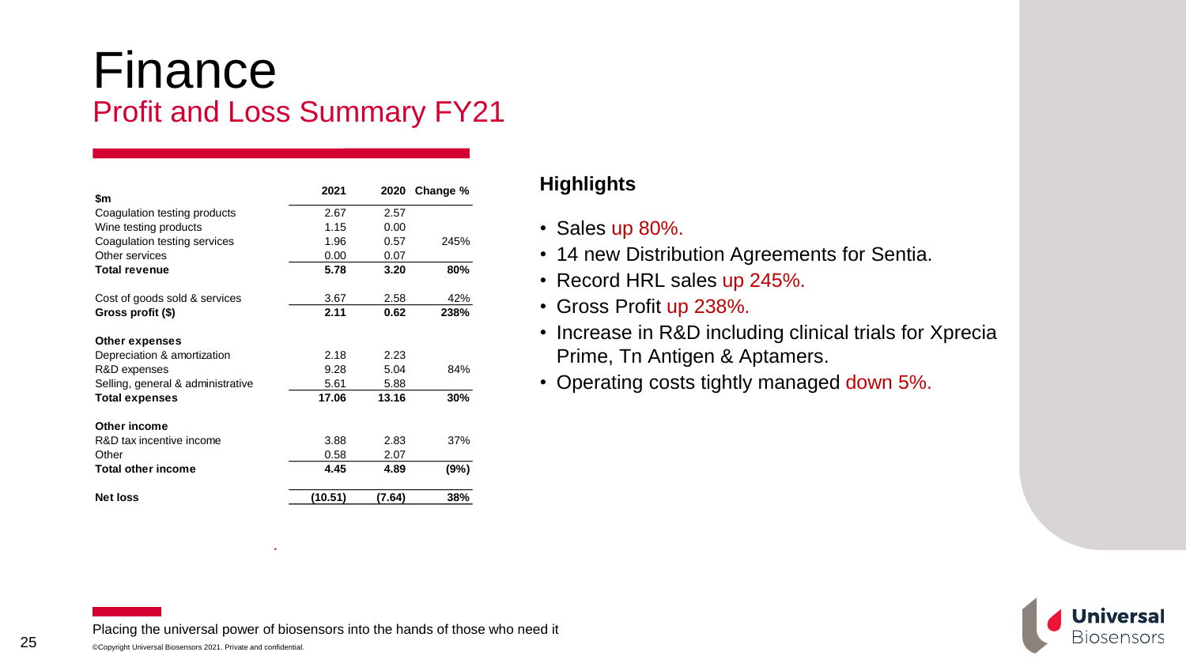# Finance

## Profit and Loss Summary FY21

| $m | 2021 | 2020 | Change % |
|---|---|---|---|
| Coagulation testing products | 2.67 | 2.57 | |
| Wine testing products | 1.15 | 0.00 | |
| Coagulation testing services | 1.96 | 0.57 | 245% |
| Other services | 0.00 | 0.07 | |
| **Total revenue** | **5.78** | **3.20** | **80%** |
| | | | |
| Cost of goods sold & services | 3.67 | 2.58 | 42% |
| **Gross profit ($)** | **2.11** | **0.62** | **238%** |
| | | | |
| **Other expenses** | | | |
| Depreciation & amortization | 2.18 | 2.23 | |
| R&D expenses | 9.28 | 5.04 | 84% |
| Selling, general & administrative | 5.61 | 5.88 | |
| **Total expenses** | **17.06** | **13.16** | **30%** |
| | | | |
| **Other income** | | | |
| R&D tax incentive income | 3.88 | 2.83 | 37% |
| Other | 0.58 | 2.07 | |
| **Total other income** | **4.45** | **4.89** | **(9%)** |
| | | | |
| **Net loss** | **(10.51)** | **(7.64)** | **38%** |

### Highlights

- Sales up 80%.
- 14 new Distribution Agreements for Sentia.
- Record HRL sales up 245%.
- Gross Profit up 238%.
- Increase in R&D including clinical trials for Xprecia Prime, Tn Antigen & Aptamers.
- Operating costs tightly managed down 5%.

Placing the universal power of biosensors into the hands of those who need it

©Copyright Universal Biosensors 2021. Private and confidential.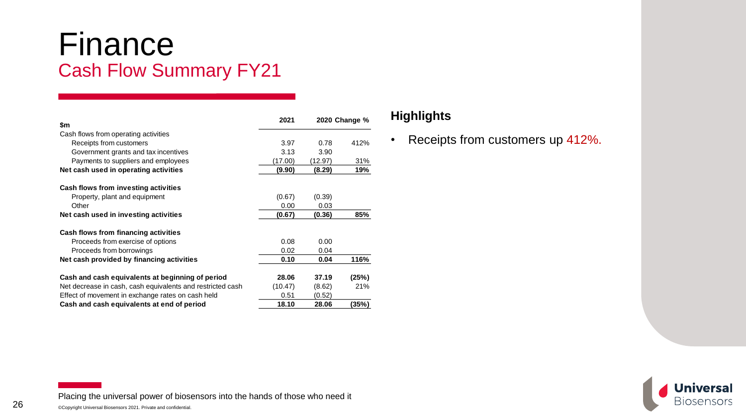# Finance

## Cash Flow Summary FY21

| $m | 2021 | 2020 | Change % |
|---|---|---|---|
| Cash flows from operating activities | | | |
| Receipts from customers | 3.97 | 0.78 | 412% |
| Government grants and tax incentives | 3.13 | 3.90 | |
| Payments to suppliers and employees | (17.00) | (12.97) | 31% |
| **Net cash used in operating activities** | **(9.90)** | **(8.29)** | **19%** |
| | | | |
| **Cash flows from investing activities** | | | |
| Property, plant and equipment | (0.67) | (0.39) | |
| Other | 0.00 | 0.03 | |
| **Net cash used in investing activities** | **(0.67)** | **(0.36)** | **85%** |
| | | | |
| **Cash flows from financing activities** | | | |
| Proceeds from exercise of options | 0.08 | 0.00 | |
| Proceeds from borrowings | 0.02 | 0.04 | |
| **Net cash provided by financing activities** | **0.10** | **0.04** | **116%** |
| | | | |
| **Cash and cash equivalents at beginning of period** | **28.06** | **37.19** | **(25%)** |
| Net decrease in cash, cash equivalents and restricted cash | (10.47) | (8.62) | 21% |
| Effect of movement in exchange rates on cash held | 0.51 | (0.52) | |
| **Cash and cash equivalents at end of period** | **18.10** | **28.06** | **(35%)** |

### Highlights

- Receipts from customers up 412%.

Placing the universal power of biosensors into the hands of those who need it

©Copyright Universal Biosensors 2021. Private and confidential.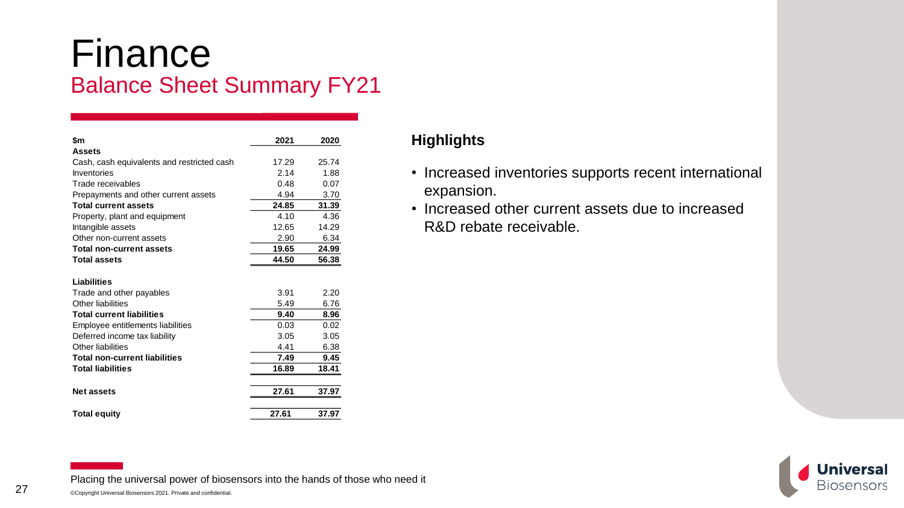# Finance

## Balance Sheet Summary FY21

| $m | 2021 | 2020 |
|---|---|---|
| **Assets** | | |
| Cash, cash equivalents and restricted cash | 17.29 | 25.74 |
| Inventories | 2.14 | 1.88 |
| Trade receivables | 0.48 | 0.07 |
| Prepayments and other current assets | 4.94 | 3.70 |
| **Total current assets** | **24.85** | **31.39** |
| Property, plant and equipment | 4.10 | 4.36 |
| Intangible assets | 12.65 | 14.29 |
| Other non-current assets | 2.90 | 6.34 |
| **Total non-current assets** | **19.65** | **24.99** |
| **Total assets** | **44.50** | **56.38** |
| | | |
| **Liabilities** | | |
| Trade and other payables | 3.91 | 2.20 |
| Other liabilities | 5.49 | 6.76 |
| **Total current liabilities** | **9.40** | **8.96** |
| Employee entitlements liabilities | 0.03 | 0.02 |
| Deferred income tax liability | 3.05 | 3.05 |
| Other liabilities | 4.41 | 6.38 |
| **Total non-current liabilities** | **7.49** | **9.45** |
| **Total liabilities** | **16.89** | **18.41** |
| | | |
| **Net assets** | **27.61** | **37.97** |
| | | |
| **Total equity** | **27.61** | **37.97** |

### Highlights

- Increased inventories supports recent international expansion.
- Increased other current assets due to increased R&D rebate receivable.

Placing the universal power of biosensors into the hands of those who need it

©Copyright Universal Biosensors 2021. Private and confidential.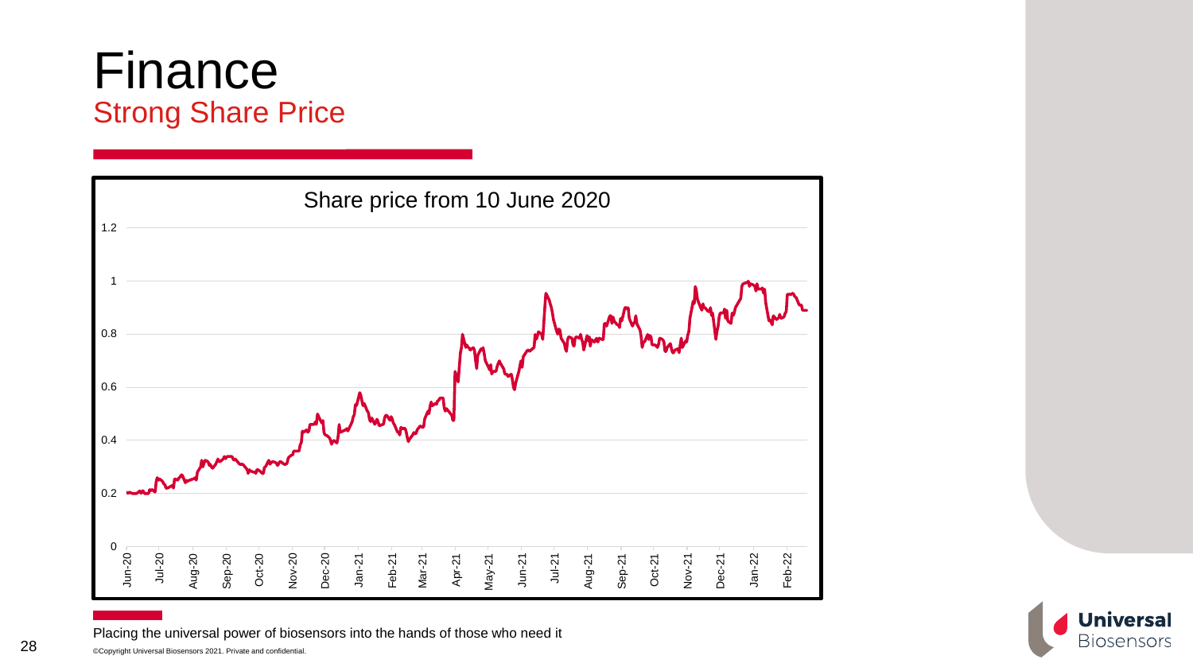# Finance

## Strong Share Price

Share price from 10 June 2020

Placing the universal power of biosensors into the hands of those who need it

©Copyright Universal Biosensors 2021. Private and confidential.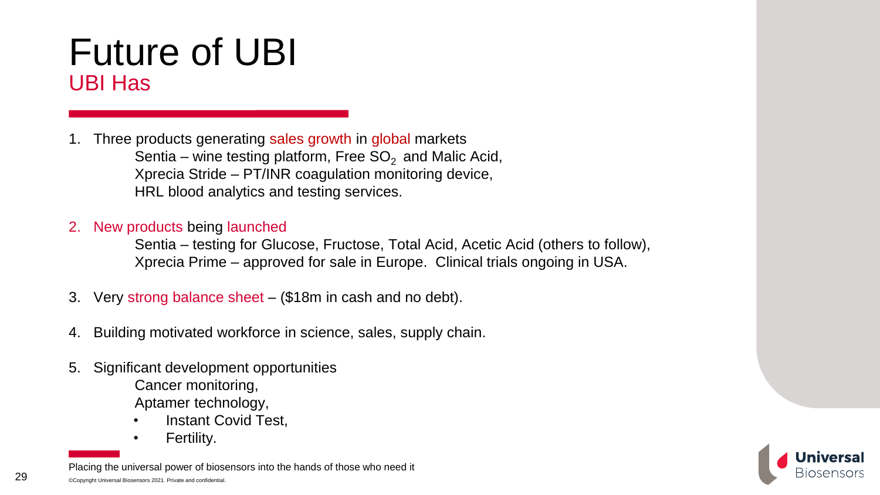# Future of UBI

## UBI Has

1. Three products generating sales growth in global markets
   Sentia – wine testing platform, Free $SO_2$ and Malic Acid,
   Xprecia Stride – PT/INR coagulation monitoring device,
   HRL blood analytics and testing services.

2. New products being launched
   Sentia – testing for Glucose, Fructose, Total Acid, Acetic Acid (others to follow),
   Xprecia Prime – approved for sale in Europe. Clinical trials ongoing in USA.

3. Very strong balance sheet – ($18m in cash and no debt).

4. Building motivated workforce in science, sales, supply chain.

5. Significant development opportunities
   Cancer monitoring,
   Aptamer technology,
   - Instant Covid Test,
   - Fertility.

Placing the universal power of biosensors into the hands of those who need it

©Copyright Universal Biosensors 2021. Private and confidential.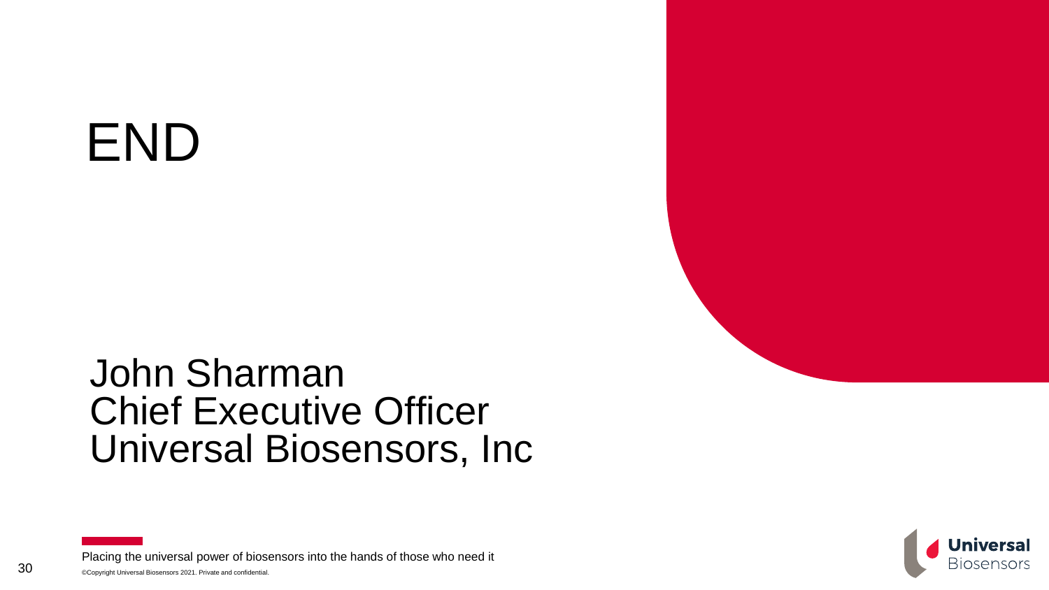# END

John Sharman
Chief Executive Officer
Universal Biosensors, Inc

Placing the universal power of biosensors into the hands of those who need it

©Copyright Universal Biosensors 2021. Private and confidential.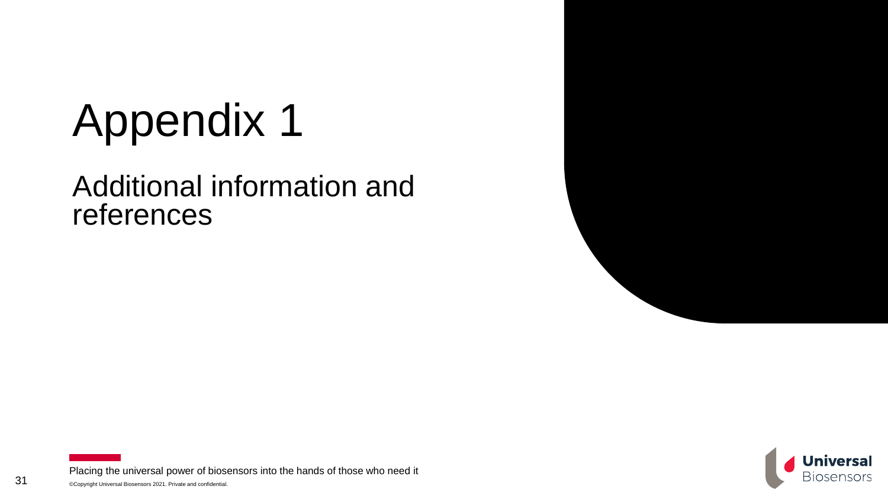# Appendix 1

## Additional information and references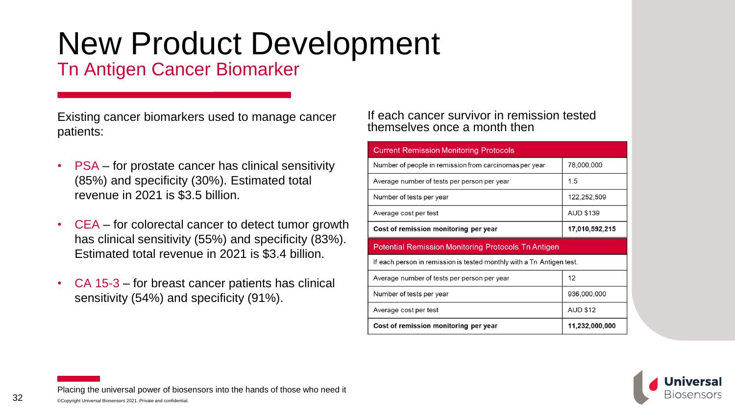# New Product Development

## Tn Antigen Cancer Biomarker

Existing cancer biomarkers used to manage cancer patients:

- PSA – for prostate cancer has clinical sensitivity (85%) and specificity (30%). Estimated total revenue in 2021 is $3.5 billion.
- CEA – for colorectal cancer to detect tumor growth has clinical sensitivity (55%) and specificity (83%). Estimated total revenue in 2021 is $3.4 billion.
- CA 15-3 – for breast cancer patients has clinical sensitivity (54%) and specificity (91%).

If each cancer survivor in remission tested themselves once a month then

| Current Remission Monitoring Protocols | |
|---|---|
| Number of people in remission from carcinomas per year | 78,000,000 |
| Average number of tests per person per year | 1.5 |
| Number of tests per year | 122,252,509 |
| Average cost per test | AUD $139 |
| **Cost of remission monitoring per year** | **17,010,592,215** |
| **Potential Remission Monitoring Protocols Tn Antigen** | |
| If each person in remission is tested monthly with a Tn Antigen test. | |
| Average number of tests per person per year | 12 |
| Number of tests per year | 936,000,000 |
| Average cost per test | AUD $12 |
| **Cost of remission monitoring per year** | **11,232,000,000** |

Placing the universal power of biosensors into the hands of those who need it

©Copyright Universal Biosensors 2021. Private and confidential.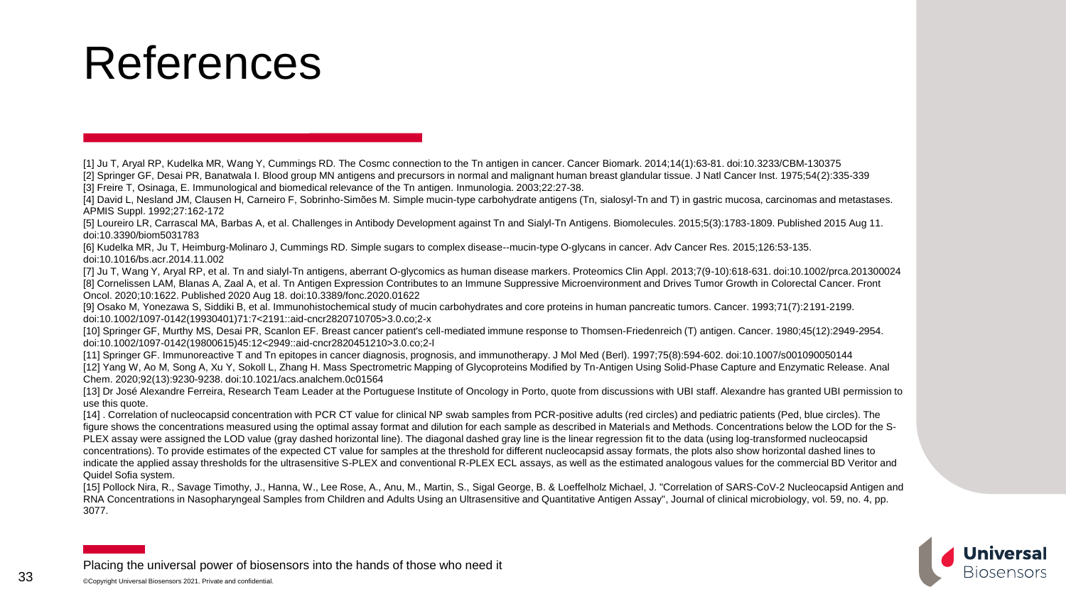# References

[1] Ju T, Aryal RP, Kudelka MR, Wang Y, Cummings RD. The Cosmc connection to the Tn antigen in cancer. Cancer Biomark. 2014;14(1):63-81. doi:10.3233/CBM-130375

[2] Springer GF, Desai PR, Banatwala I. Blood group MN antigens and precursors in normal and malignant human breast glandular tissue. J Natl Cancer Inst. 1975;54(2):335-339

[3] Freire T, Osinaga, E. Immunological and biomedical relevance of the Tn antigen. Inmunologia. 2003;22:27-38.

[4] David L, Nesland JM, Clausen H, Carneiro F, Sobrinho-Simões M. Simple mucin-type carbohydrate antigens (Tn, sialosyl-Tn and T) in gastric mucosa, carcinomas and metastases. APMIS Suppl. 1992;27:162-172

[5] Loureiro LR, Carrascal MA, Barbas A, et al. Challenges in Antibody Development against Tn and Sialyl-Tn Antigens. Biomolecules. 2015;5(3):1783-1809. Published 2015 Aug 11. doi:10.3390/biom5031783

[6] Kudelka MR, Ju T, Heimburg-Molinaro J, Cummings RD. Simple sugars to complex disease--mucin-type O-glycans in cancer. Adv Cancer Res. 2015;126:53-135. doi:10.1016/bs.acr.2014.11.002

[7] Ju T, Wang Y, Aryal RP, et al. Tn and sialyl-Tn antigens, aberrant O-glycomics as human disease markers. Proteomics Clin Appl. 2013;7(9-10):618-631. doi:10.1002/prca.201300024

[8] Cornelissen LAM, Blanas A, Zaal A, et al. Tn Antigen Expression Contributes to an Immune Suppressive Microenvironment and Drives Tumor Growth in Colorectal Cancer. Front Oncol. 2020;10:1622. Published 2020 Aug 18. doi:10.3389/fonc.2020.01622

[9] Osako M, Yonezawa S, Siddiki B, et al. Immunohistochemical study of mucin carbohydrates and core proteins in human pancreatic tumors. Cancer. 1993;71(7):2191-2199. doi:10.1002/1097-0142(19930401)71:7<2191::aid-cncr2820710705>3.0.co;2-x

[10] Springer GF, Murthy MS, Desai PR, Scanlon EF. Breast cancer patient's cell-mediated immune response to Thomsen-Friedenreich (T) antigen. Cancer. 1980;45(12):2949-2954. doi:10.1002/1097-0142(19800615)45:12<2949::aid-cncr2820451210>3.0.co;2-l

[11] Springer GF. Immunoreactive T and Tn epitopes in cancer diagnosis, prognosis, and immunotherapy. J Mol Med (Berl). 1997;75(8):594-602. doi:10.1007/s001090050144

[12] Yang W, Ao M, Song A, Xu Y, Sokoll L, Zhang H. Mass Spectrometric Mapping of Glycoproteins Modified by Tn-Antigen Using Solid-Phase Capture and Enzymatic Release. Anal Chem. 2020;92(13):9230-9238. doi:10.1021/acs.analchem.0c01564

[13] Dr José Alexandre Ferreira, Research Team Leader at the Portuguese Institute of Oncology in Porto, quote from discussions with UBI staff. Alexandre has granted UBI permission to use this quote.

[14] . Correlation of nucleocapsid concentration with PCR CT value for clinical NP swab samples from PCR-positive adults (red circles) and pediatric patients (Ped, blue circles). The figure shows the concentrations measured using the optimal assay format and dilution for each sample as described in Materials and Methods. Concentrations below the LOD for the S-PLEX assay were assigned the LOD value (gray dashed horizontal line). The diagonal dashed gray line is the linear regression fit to the data (using log-transformed nucleocapsid concentrations). To provide estimates of the expected CT value for samples at the threshold for different nucleocapsid assay formats, the plots also show horizontal dashed lines to indicate the applied assay thresholds for the ultrasensitive S-PLEX and conventional R-PLEX ECL assays, as well as the estimated analogous values for the commercial BD Veritor and Quidel Sofia system.

[15] Pollock Nira, R., Savage Timothy, J., Hanna, W., Lee Rose, A., Anu, M., Martin, S., Sigal George, B. & Loeffelholz Michael, J. "Correlation of SARS-CoV-2 Nucleocapsid Antigen and RNA Concentrations in Nasopharyngeal Samples from Children and Adults Using an Ultrasensitive and Quantitative Antigen Assay", Journal of clinical microbiology, vol. 59, no. 4, pp. 3077.

Placing the universal power of biosensors into the hands of those who need it

©Copyright Universal Biosensors 2021. Private and confidential.

Universal Biosensors